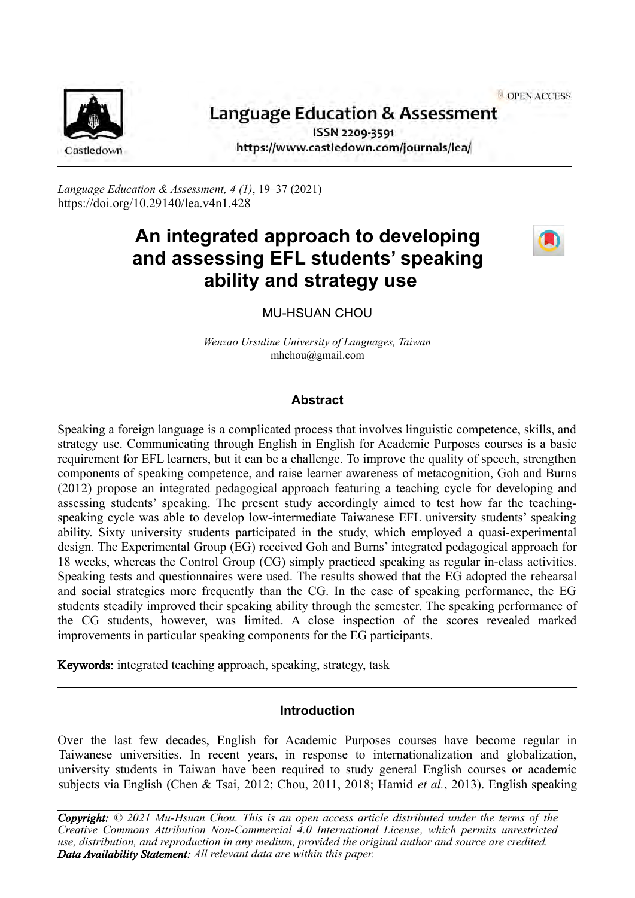Language Education & Assessment

ISSN 2209-3591

https://www.castledown.com/journals/lea/

*Language Education & Assessment, 4 (1)*, 19–37 (2021)
https://doi.org/10.29140/lea.v4n1.428

# An integrated approach to developing and assessing EFL students' speaking ability and strategy use

MU-HSUAN CHOU

*Wenzao Ursuline University of Languages, Taiwan*
mhchou@gmail.com

## Abstract

Speaking a foreign language is a complicated process that involves linguistic competence, skills, and strategy use. Communicating through English in English for Academic Purposes courses is a basic requirement for EFL learners, but it can be a challenge. To improve the quality of speech, strengthen components of speaking competence, and raise learner awareness of metacognition, Goh and Burns (2012) propose an integrated pedagogical approach featuring a teaching cycle for developing and assessing students' speaking. The present study accordingly aimed to test how far the teaching-speaking cycle was able to develop low-intermediate Taiwanese EFL university students' speaking ability. Sixty university students participated in the study, which employed a quasi-experimental design. The Experimental Group (EG) received Goh and Burns' integrated pedagogical approach for 18 weeks, whereas the Control Group (CG) simply practiced speaking as regular in-class activities. Speaking tests and questionnaires were used. The results showed that the EG adopted the rehearsal and social strategies more frequently than the CG. In the case of speaking performance, the EG students steadily improved their speaking ability through the semester. The speaking performance of the CG students, however, was limited. A close inspection of the scores revealed marked improvements in particular speaking components for the EG participants.

**Keywords:** integrated teaching approach, speaking, strategy, task

## Introduction

Over the last few decades, English for Academic Purposes courses have become regular in Taiwanese universities. In recent years, in response to internationalization and globalization, university students in Taiwan have been required to study general English courses or academic subjects via English (Chen & Tsai, 2012; Chou, 2011, 2018; Hamid *et al.*, 2013). English speaking

***Copyright:*** *© 2021 Mu-Hsuan Chou. This is an open access article distributed under the terms of the Creative Commons Attribution Non-Commercial 4.0 International License, which permits unrestricted use, distribution, and reproduction in any medium, provided the original author and source are credited.*
***Data Availability Statement:*** *All relevant data are within this paper.*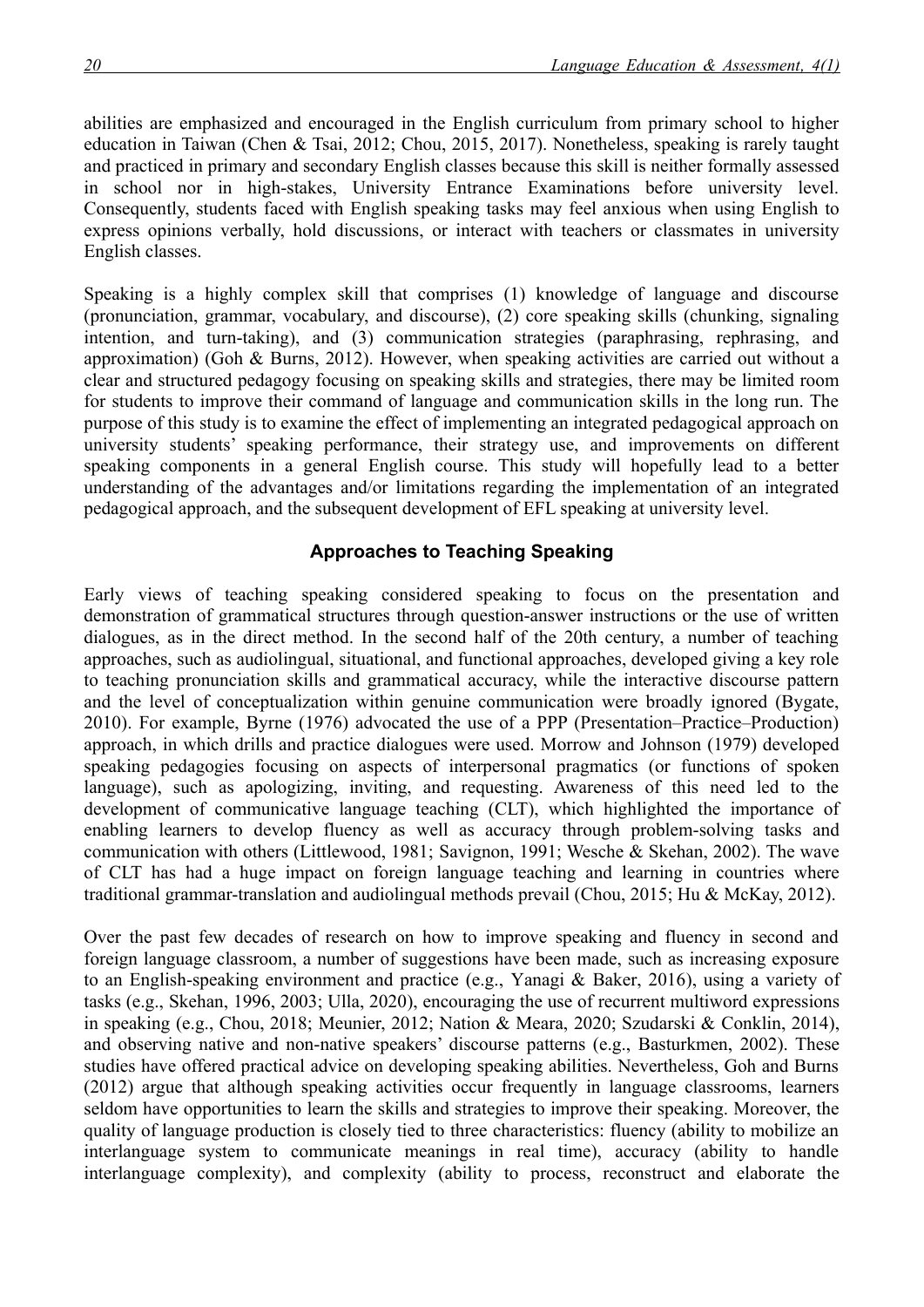abilities are emphasized and encouraged in the English curriculum from primary school to higher education in Taiwan (Chen & Tsai, 2012; Chou, 2015, 2017). Nonetheless, speaking is rarely taught and practiced in primary and secondary English classes because this skill is neither formally assessed in school nor in high-stakes, University Entrance Examinations before university level. Consequently, students faced with English speaking tasks may feel anxious when using English to express opinions verbally, hold discussions, or interact with teachers or classmates in university English classes.

Speaking is a highly complex skill that comprises (1) knowledge of language and discourse (pronunciation, grammar, vocabulary, and discourse), (2) core speaking skills (chunking, signaling intention, and turn-taking), and (3) communication strategies (paraphrasing, rephrasing, and approximation) (Goh & Burns, 2012). However, when speaking activities are carried out without a clear and structured pedagogy focusing on speaking skills and strategies, there may be limited room for students to improve their command of language and communication skills in the long run. The purpose of this study is to examine the effect of implementing an integrated pedagogical approach on university students' speaking performance, their strategy use, and improvements on different speaking components in a general English course. This study will hopefully lead to a better understanding of the advantages and/or limitations regarding the implementation of an integrated pedagogical approach, and the subsequent development of EFL speaking at university level.

## Approaches to Teaching Speaking

Early views of teaching speaking considered speaking to focus on the presentation and demonstration of grammatical structures through question-answer instructions or the use of written dialogues, as in the direct method. In the second half of the 20th century, a number of teaching approaches, such as audiolingual, situational, and functional approaches, developed giving a key role to teaching pronunciation skills and grammatical accuracy, while the interactive discourse pattern and the level of conceptualization within genuine communication were broadly ignored (Bygate, 2010). For example, Byrne (1976) advocated the use of a PPP (Presentation–Practice–Production) approach, in which drills and practice dialogues were used. Morrow and Johnson (1979) developed speaking pedagogies focusing on aspects of interpersonal pragmatics (or functions of spoken language), such as apologizing, inviting, and requesting. Awareness of this need led to the development of communicative language teaching (CLT), which highlighted the importance of enabling learners to develop fluency as well as accuracy through problem-solving tasks and communication with others (Littlewood, 1981; Savignon, 1991; Wesche & Skehan, 2002). The wave of CLT has had a huge impact on foreign language teaching and learning in countries where traditional grammar-translation and audiolingual methods prevail (Chou, 2015; Hu & McKay, 2012).

Over the past few decades of research on how to improve speaking and fluency in second and foreign language classroom, a number of suggestions have been made, such as increasing exposure to an English-speaking environment and practice (e.g., Yanagi & Baker, 2016), using a variety of tasks (e.g., Skehan, 1996, 2003; Ulla, 2020), encouraging the use of recurrent multiword expressions in speaking (e.g., Chou, 2018; Meunier, 2012; Nation & Meara, 2020; Szudarski & Conklin, 2014), and observing native and non-native speakers' discourse patterns (e.g., Basturkmen, 2002). These studies have offered practical advice on developing speaking abilities. Nevertheless, Goh and Burns (2012) argue that although speaking activities occur frequently in language classrooms, learners seldom have opportunities to learn the skills and strategies to improve their speaking. Moreover, the quality of language production is closely tied to three characteristics: fluency (ability to mobilize an interlanguage system to communicate meanings in real time), accuracy (ability to handle interlanguage complexity), and complexity (ability to process, reconstruct and elaborate the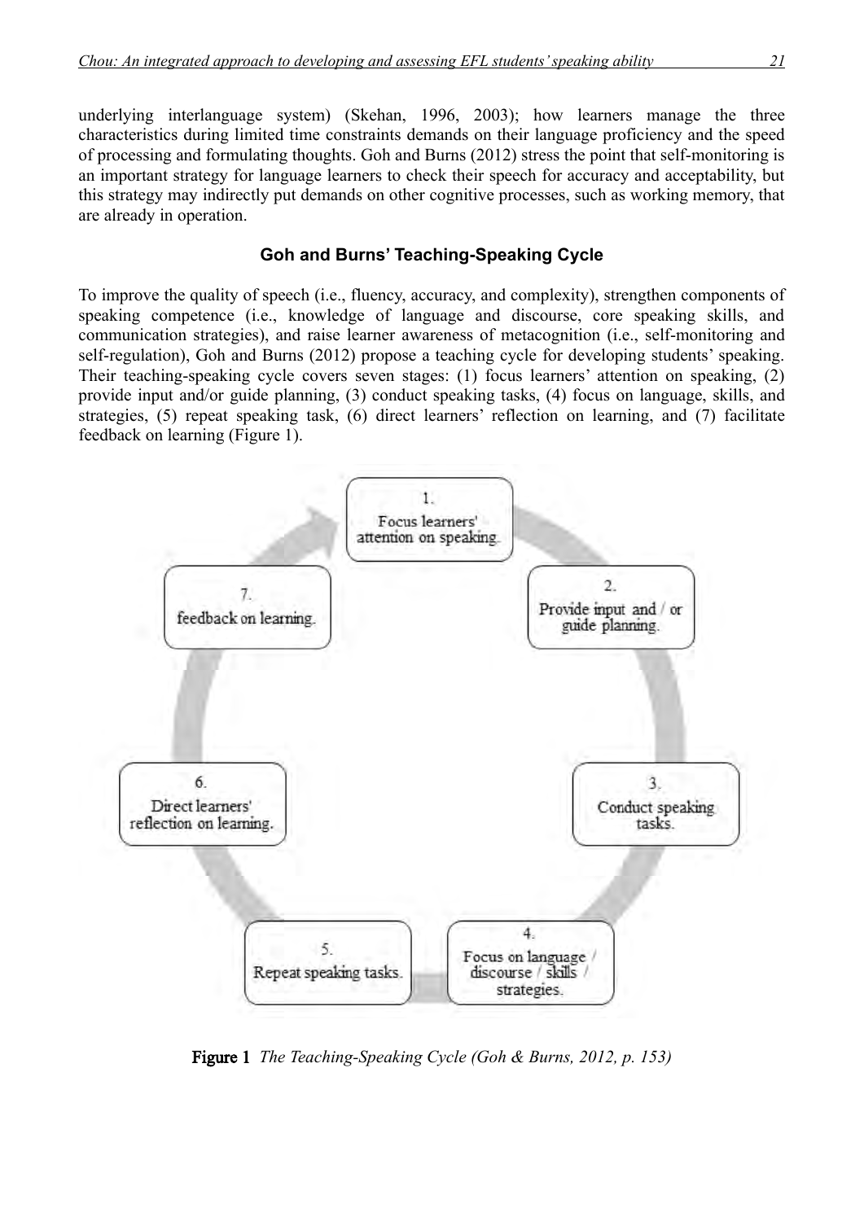underlying interlanguage system) (Skehan, 1996, 2003); how learners manage the three characteristics during limited time constraints demands on their language proficiency and the speed of processing and formulating thoughts. Goh and Burns (2012) stress the point that self-monitoring is an important strategy for language learners to check their speech for accuracy and acceptability, but this strategy may indirectly put demands on other cognitive processes, such as working memory, that are already in operation.

## Goh and Burns' Teaching-Speaking Cycle

To improve the quality of speech (i.e., fluency, accuracy, and complexity), strengthen components of speaking competence (i.e., knowledge of language and discourse, core speaking skills, and communication strategies), and raise learner awareness of metacognition (i.e., self-monitoring and self-regulation), Goh and Burns (2012) propose a teaching cycle for developing students' speaking. Their teaching-speaking cycle covers seven stages: (1) focus learners' attention on speaking, (2) provide input and/or guide planning, (3) conduct speaking tasks, (4) focus on language, skills, and strategies, (5) repeat speaking task, (6) direct learners' reflection on learning, and (7) facilitate feedback on learning (Figure 1).

1. Focus learners' attention on speaking.

2. Provide input and / or guide planning.

3. Conduct speaking tasks.

4. Focus on language / discourse / skills / strategies.

5. Repeat speaking tasks.

6. Direct learners' reflection on learning.

7. feedback on learning.

**Figure 1** *The Teaching-Speaking Cycle (Goh & Burns, 2012, p. 153)*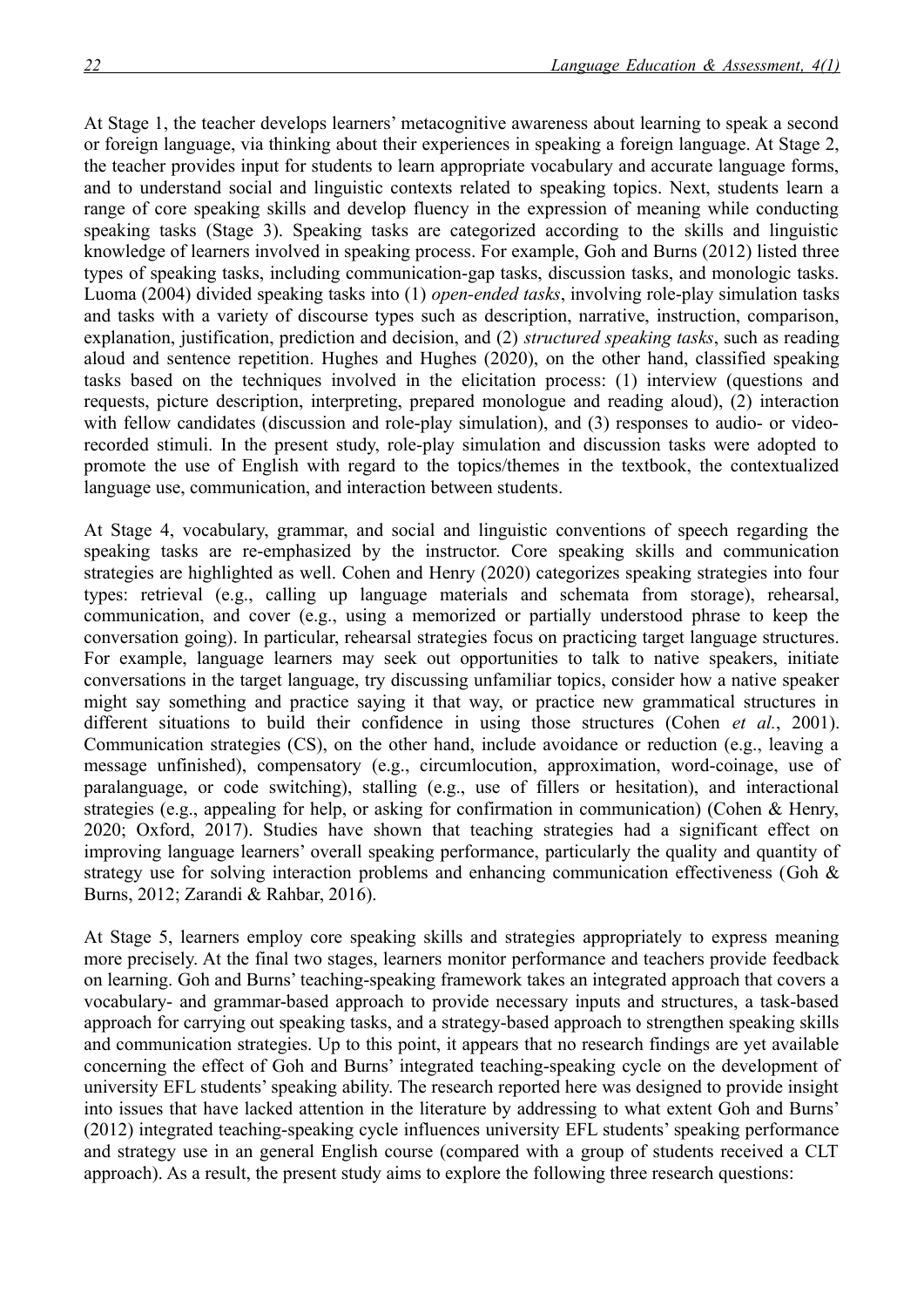At Stage 1, the teacher develops learners' metacognitive awareness about learning to speak a second or foreign language, via thinking about their experiences in speaking a foreign language. At Stage 2, the teacher provides input for students to learn appropriate vocabulary and accurate language forms, and to understand social and linguistic contexts related to speaking topics. Next, students learn a range of core speaking skills and develop fluency in the expression of meaning while conducting speaking tasks (Stage 3). Speaking tasks are categorized according to the skills and linguistic knowledge of learners involved in speaking process. For example, Goh and Burns (2012) listed three types of speaking tasks, including communication-gap tasks, discussion tasks, and monologic tasks. Luoma (2004) divided speaking tasks into (1) *open-ended tasks*, involving role-play simulation tasks and tasks with a variety of discourse types such as description, narrative, instruction, comparison, explanation, justification, prediction and decision, and (2) *structured speaking tasks*, such as reading aloud and sentence repetition. Hughes and Hughes (2020), on the other hand, classified speaking tasks based on the techniques involved in the elicitation process: (1) interview (questions and requests, picture description, interpreting, prepared monologue and reading aloud), (2) interaction with fellow candidates (discussion and role-play simulation), and (3) responses to audio- or video-recorded stimuli. In the present study, role-play simulation and discussion tasks were adopted to promote the use of English with regard to the topics/themes in the textbook, the contextualized language use, communication, and interaction between students.

At Stage 4, vocabulary, grammar, and social and linguistic conventions of speech regarding the speaking tasks are re-emphasized by the instructor. Core speaking skills and communication strategies are highlighted as well. Cohen and Henry (2020) categorizes speaking strategies into four types: retrieval (e.g., calling up language materials and schemata from storage), rehearsal, communication, and cover (e.g., using a memorized or partially understood phrase to keep the conversation going). In particular, rehearsal strategies focus on practicing target language structures. For example, language learners may seek out opportunities to talk to native speakers, initiate conversations in the target language, try discussing unfamiliar topics, consider how a native speaker might say something and practice saying it that way, or practice new grammatical structures in different situations to build their confidence in using those structures (Cohen *et al.*, 2001). Communication strategies (CS), on the other hand, include avoidance or reduction (e.g., leaving a message unfinished), compensatory (e.g., circumlocution, approximation, word-coinage, use of paralanguage, or code switching), stalling (e.g., use of fillers or hesitation), and interactional strategies (e.g., appealing for help, or asking for confirmation in communication) (Cohen & Henry, 2020; Oxford, 2017). Studies have shown that teaching strategies had a significant effect on improving language learners' overall speaking performance, particularly the quality and quantity of strategy use for solving interaction problems and enhancing communication effectiveness (Goh & Burns, 2012; Zarandi & Rahbar, 2016).

At Stage 5, learners employ core speaking skills and strategies appropriately to express meaning more precisely. At the final two stages, learners monitor performance and teachers provide feedback on learning. Goh and Burns' teaching-speaking framework takes an integrated approach that covers a vocabulary- and grammar-based approach to provide necessary inputs and structures, a task-based approach for carrying out speaking tasks, and a strategy-based approach to strengthen speaking skills and communication strategies. Up to this point, it appears that no research findings are yet available concerning the effect of Goh and Burns' integrated teaching-speaking cycle on the development of university EFL students' speaking ability. The research reported here was designed to provide insight into issues that have lacked attention in the literature by addressing to what extent Goh and Burns' (2012) integrated teaching-speaking cycle influences university EFL students' speaking performance and strategy use in an general English course (compared with a group of students received a CLT approach). As a result, the present study aims to explore the following three research questions: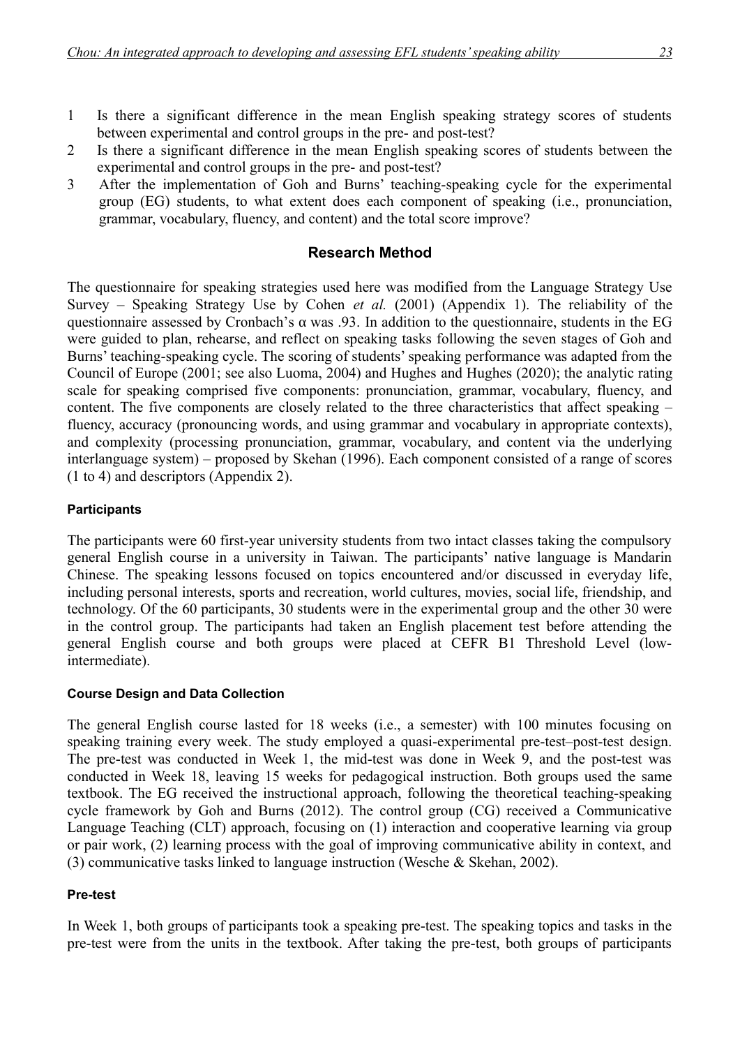1. Is there a significant difference in the mean English speaking strategy scores of students between experimental and control groups in the pre- and post-test?
2. Is there a significant difference in the mean English speaking scores of students between the experimental and control groups in the pre- and post-test?
3. After the implementation of Goh and Burns' teaching-speaking cycle for the experimental group (EG) students, to what extent does each component of speaking (i.e., pronunciation, grammar, vocabulary, fluency, and content) and the total score improve?

## Research Method

The questionnaire for speaking strategies used here was modified from the Language Strategy Use Survey – Speaking Strategy Use by Cohen *et al.* (2001) (Appendix 1). The reliability of the questionnaire assessed by Cronbach's α was .93. In addition to the questionnaire, students in the EG were guided to plan, rehearse, and reflect on speaking tasks following the seven stages of Goh and Burns' teaching-speaking cycle. The scoring of students' speaking performance was adapted from the Council of Europe (2001; see also Luoma, 2004) and Hughes and Hughes (2020); the analytic rating scale for speaking comprised five components: pronunciation, grammar, vocabulary, fluency, and content. The five components are closely related to the three characteristics that affect speaking – fluency, accuracy (pronouncing words, and using grammar and vocabulary in appropriate contexts), and complexity (processing pronunciation, grammar, vocabulary, and content via the underlying interlanguage system) – proposed by Skehan (1996). Each component consisted of a range of scores (1 to 4) and descriptors (Appendix 2).

### Participants

The participants were 60 first-year university students from two intact classes taking the compulsory general English course in a university in Taiwan. The participants' native language is Mandarin Chinese. The speaking lessons focused on topics encountered and/or discussed in everyday life, including personal interests, sports and recreation, world cultures, movies, social life, friendship, and technology. Of the 60 participants, 30 students were in the experimental group and the other 30 were in the control group. The participants had taken an English placement test before attending the general English course and both groups were placed at CEFR B1 Threshold Level (low-intermediate).

### Course Design and Data Collection

The general English course lasted for 18 weeks (i.e., a semester) with 100 minutes focusing on speaking training every week. The study employed a quasi-experimental pre-test–post-test design. The pre-test was conducted in Week 1, the mid-test was done in Week 9, and the post-test was conducted in Week 18, leaving 15 weeks for pedagogical instruction. Both groups used the same textbook. The EG received the instructional approach, following the theoretical teaching-speaking cycle framework by Goh and Burns (2012). The control group (CG) received a Communicative Language Teaching (CLT) approach, focusing on (1) interaction and cooperative learning via group or pair work, (2) learning process with the goal of improving communicative ability in context, and (3) communicative tasks linked to language instruction (Wesche & Skehan, 2002).

### Pre-test

In Week 1, both groups of participants took a speaking pre-test. The speaking topics and tasks in the pre-test were from the units in the textbook. After taking the pre-test, both groups of participants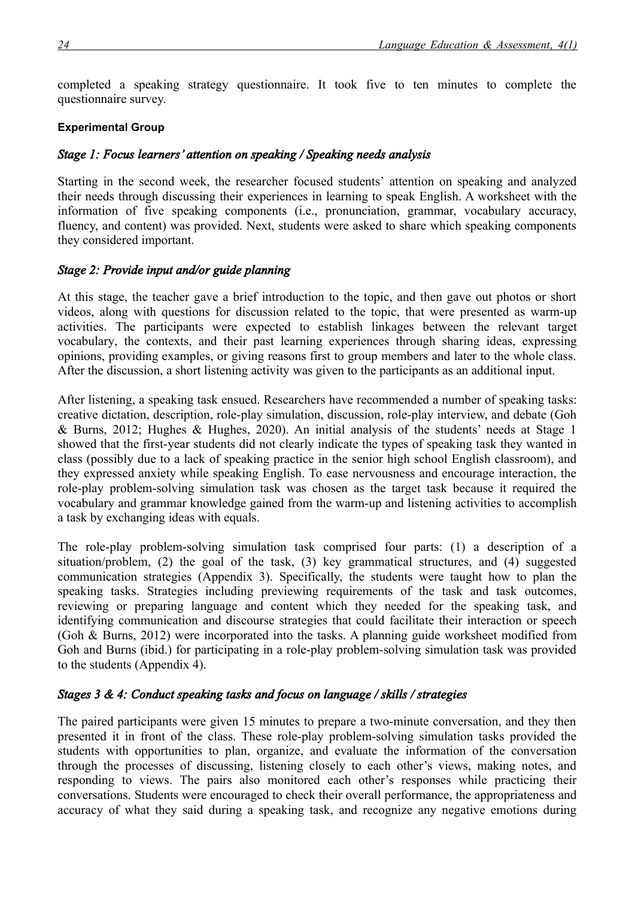completed a speaking strategy questionnaire. It took five to ten minutes to complete the questionnaire survey.

**Experimental Group**

### *Stage 1: Focus learners' attention on speaking / Speaking needs analysis*

Starting in the second week, the researcher focused students' attention on speaking and analyzed their needs through discussing their experiences in learning to speak English. A worksheet with the information of five speaking components (i.e., pronunciation, grammar, vocabulary accuracy, fluency, and content) was provided. Next, students were asked to share which speaking components they considered important.

### *Stage 2: Provide input and/or guide planning*

At this stage, the teacher gave a brief introduction to the topic, and then gave out photos or short videos, along with questions for discussion related to the topic, that were presented as warm-up activities. The participants were expected to establish linkages between the relevant target vocabulary, the contexts, and their past learning experiences through sharing ideas, expressing opinions, providing examples, or giving reasons first to group members and later to the whole class. After the discussion, a short listening activity was given to the participants as an additional input.

After listening, a speaking task ensued. Researchers have recommended a number of speaking tasks: creative dictation, description, role-play simulation, discussion, role-play interview, and debate (Goh & Burns, 2012; Hughes & Hughes, 2020). An initial analysis of the students' needs at Stage 1 showed that the first-year students did not clearly indicate the types of speaking task they wanted in class (possibly due to a lack of speaking practice in the senior high school English classroom), and they expressed anxiety while speaking English. To ease nervousness and encourage interaction, the role-play problem-solving simulation task was chosen as the target task because it required the vocabulary and grammar knowledge gained from the warm-up and listening activities to accomplish a task by exchanging ideas with equals.

The role-play problem-solving simulation task comprised four parts: (1) a description of a situation/problem, (2) the goal of the task, (3) key grammatical structures, and (4) suggested communication strategies (Appendix 3). Specifically, the students were taught how to plan the speaking tasks. Strategies including previewing requirements of the task and task outcomes, reviewing or preparing language and content which they needed for the speaking task, and identifying communication and discourse strategies that could facilitate their interaction or speech (Goh & Burns, 2012) were incorporated into the tasks. A planning guide worksheet modified from Goh and Burns (ibid.) for participating in a role-play problem-solving simulation task was provided to the students (Appendix 4).

### *Stages 3 & 4: Conduct speaking tasks and focus on language / skills / strategies*

The paired participants were given 15 minutes to prepare a two-minute conversation, and they then presented it in front of the class. These role-play problem-solving simulation tasks provided the students with opportunities to plan, organize, and evaluate the information of the conversation through the processes of discussing, listening closely to each other's views, making notes, and responding to views. The pairs also monitored each other's responses while practicing their conversations. Students were encouraged to check their overall performance, the appropriateness and accuracy of what they said during a speaking task, and recognize any negative emotions during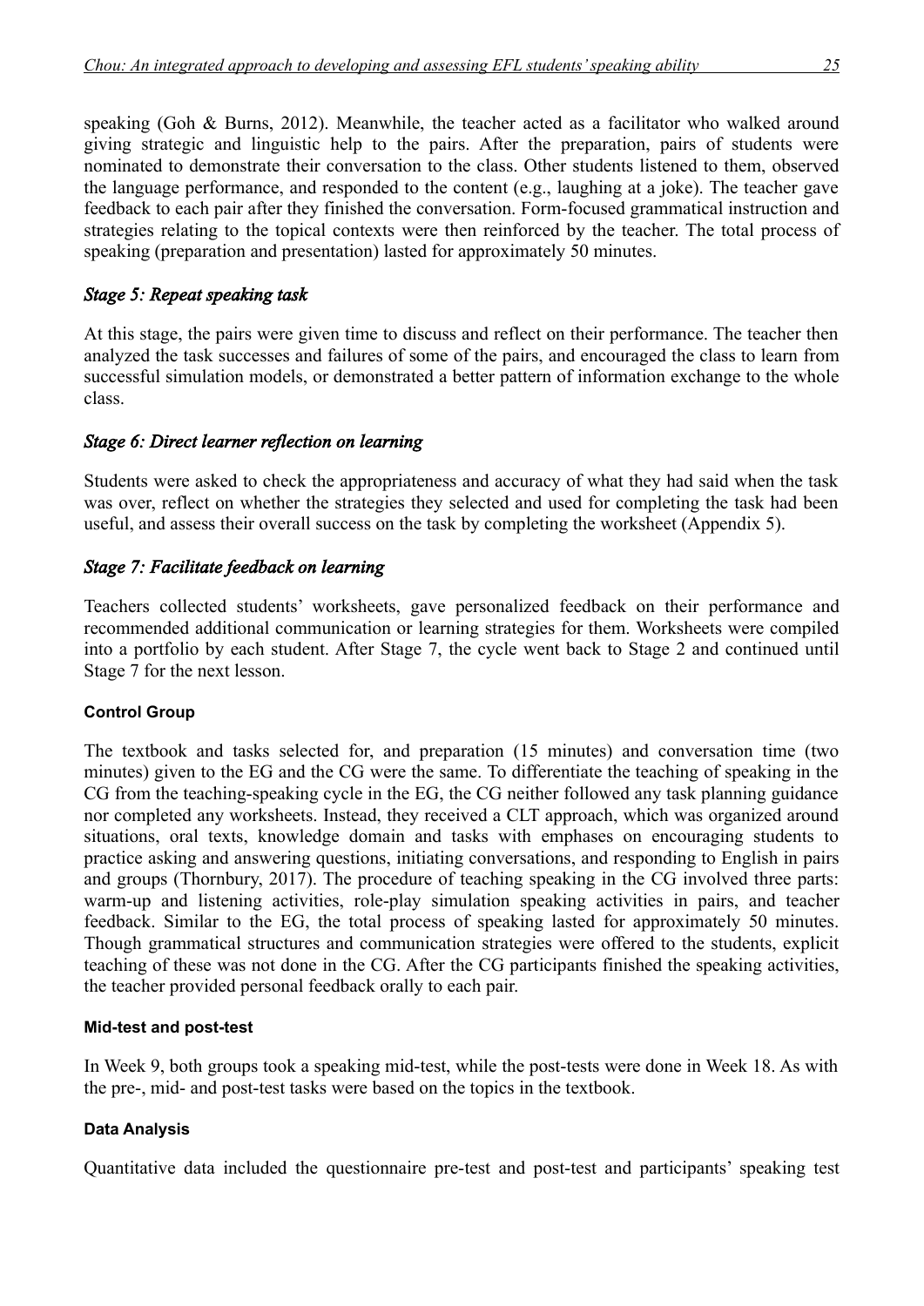speaking (Goh & Burns, 2012). Meanwhile, the teacher acted as a facilitator who walked around giving strategic and linguistic help to the pairs. After the preparation, pairs of students were nominated to demonstrate their conversation to the class. Other students listened to them, observed the language performance, and responded to the content (e.g., laughing at a joke). The teacher gave feedback to each pair after they finished the conversation. Form-focused grammatical instruction and strategies relating to the topical contexts were then reinforced by the teacher. The total process of speaking (preparation and presentation) lasted for approximately 50 minutes.

### *Stage 5: Repeat speaking task*

At this stage, the pairs were given time to discuss and reflect on their performance. The teacher then analyzed the task successes and failures of some of the pairs, and encouraged the class to learn from successful simulation models, or demonstrated a better pattern of information exchange to the whole class.

### *Stage 6: Direct learner reflection on learning*

Students were asked to check the appropriateness and accuracy of what they had said when the task was over, reflect on whether the strategies they selected and used for completing the task had been useful, and assess their overall success on the task by completing the worksheet (Appendix 5).

### *Stage 7: Facilitate feedback on learning*

Teachers collected students' worksheets, gave personalized feedback on their performance and recommended additional communication or learning strategies for them. Worksheets were compiled into a portfolio by each student. After Stage 7, the cycle went back to Stage 2 and continued until Stage 7 for the next lesson.

#### **Control Group**

The textbook and tasks selected for, and preparation (15 minutes) and conversation time (two minutes) given to the EG and the CG were the same. To differentiate the teaching of speaking in the CG from the teaching-speaking cycle in the EG, the CG neither followed any task planning guidance nor completed any worksheets. Instead, they received a CLT approach, which was organized around situations, oral texts, knowledge domain and tasks with emphases on encouraging students to practice asking and answering questions, initiating conversations, and responding to English in pairs and groups (Thornbury, 2017). The procedure of teaching speaking in the CG involved three parts: warm-up and listening activities, role-play simulation speaking activities in pairs, and teacher feedback. Similar to the EG, the total process of speaking lasted for approximately 50 minutes. Though grammatical structures and communication strategies were offered to the students, explicit teaching of these was not done in the CG. After the CG participants finished the speaking activities, the teacher provided personal feedback orally to each pair.

#### **Mid-test and post-test**

In Week 9, both groups took a speaking mid-test, while the post-tests were done in Week 18. As with the pre-, mid- and post-test tasks were based on the topics in the textbook.

#### **Data Analysis**

Quantitative data included the questionnaire pre-test and post-test and participants' speaking test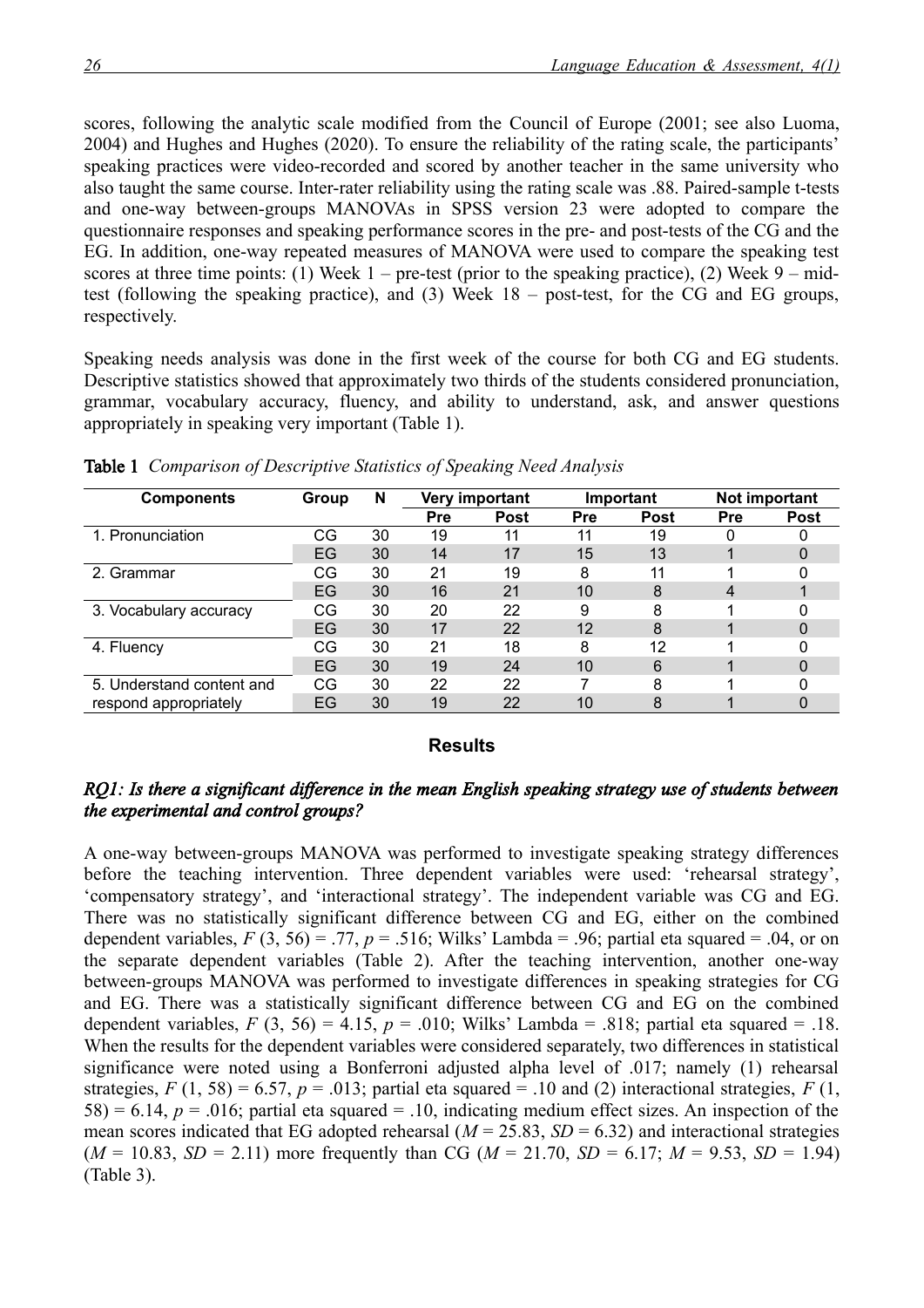scores, following the analytic scale modified from the Council of Europe (2001; see also Luoma, 2004) and Hughes and Hughes (2020). To ensure the reliability of the rating scale, the participants' speaking practices were video-recorded and scored by another teacher in the same university who also taught the same course. Inter-rater reliability using the rating scale was .88. Paired-sample t-tests and one-way between-groups MANOVAs in SPSS version 23 were adopted to compare the questionnaire responses and speaking performance scores in the pre- and post-tests of the CG and the EG. In addition, one-way repeated measures of MANOVA were used to compare the speaking test scores at three time points: (1) Week 1 – pre-test (prior to the speaking practice), (2) Week 9 – mid-test (following the speaking practice), and (3) Week 18 – post-test, for the CG and EG groups, respectively.

Speaking needs analysis was done in the first week of the course for both CG and EG students. Descriptive statistics showed that approximately two thirds of the students considered pronunciation, grammar, vocabulary accuracy, fluency, and ability to understand, ask, and answer questions appropriately in speaking very important (Table 1).

**Table 1** *Comparison of Descriptive Statistics of Speaking Need Analysis*

| Components | Group | N | Very important | | Important | | Not important | |
|---|---|---|---|---|---|---|---|---|
| | | | Pre | Post | Pre | Post | Pre | Post |
| 1. Pronunciation | CG | 30 | 19 | 11 | 11 | 19 | 0 | 0 |
| | EG | 30 | 14 | 17 | 15 | 13 | 1 | 0 |
| 2. Grammar | CG | 30 | 21 | 19 | 8 | 11 | 1 | 0 |
| | EG | 30 | 16 | 21 | 10 | 8 | 4 | 1 |
| 3. Vocabulary accuracy | CG | 30 | 20 | 22 | 9 | 8 | 1 | 0 |
| | EG | 30 | 17 | 22 | 12 | 8 | 1 | 0 |
| 4. Fluency | CG | 30 | 21 | 18 | 8 | 12 | 1 | 0 |
| | EG | 30 | 19 | 24 | 10 | 6 | 1 | 0 |
| 5. Understand content and respond appropriately | CG | 30 | 22 | 22 | 7 | 8 | 1 | 0 |
| | EG | 30 | 19 | 22 | 10 | 8 | 1 | 0 |

## Results

### *RQ1: Is there a significant difference in the mean English speaking strategy use of students between the experimental and control groups?*

A one-way between-groups MANOVA was performed to investigate speaking strategy differences before the teaching intervention. Three dependent variables were used: 'rehearsal strategy', 'compensatory strategy', and 'interactional strategy'. The independent variable was CG and EG. There was no statistically significant difference between CG and EG, either on the combined dependent variables, $F$ (3, 56) = .77, $p$ = .516; Wilks' Lambda = .96; partial eta squared = .04, or on the separate dependent variables (Table 2). After the teaching intervention, another one-way between-groups MANOVA was performed to investigate differences in speaking strategies for CG and EG. There was a statistically significant difference between CG and EG on the combined dependent variables, $F$ (3, 56) = 4.15, $p$ = .010; Wilks' Lambda = .818; partial eta squared = .18. When the results for the dependent variables were considered separately, two differences in statistical significance were noted using a Bonferroni adjusted alpha level of .017; namely (1) rehearsal strategies, $F$ (1, 58) = 6.57, $p$ = .013; partial eta squared = .10 and (2) interactional strategies, $F$ (1, 58) = 6.14, $p$ = .016; partial eta squared = .10, indicating medium effect sizes. An inspection of the mean scores indicated that EG adopted rehearsal ($M$ = 25.83, $SD$ = 6.32) and interactional strategies ($M$ = 10.83, $SD$ = 2.11) more frequently than CG ($M$ = 21.70, $SD$ = 6.17; $M$ = 9.53, $SD$ = 1.94) (Table 3).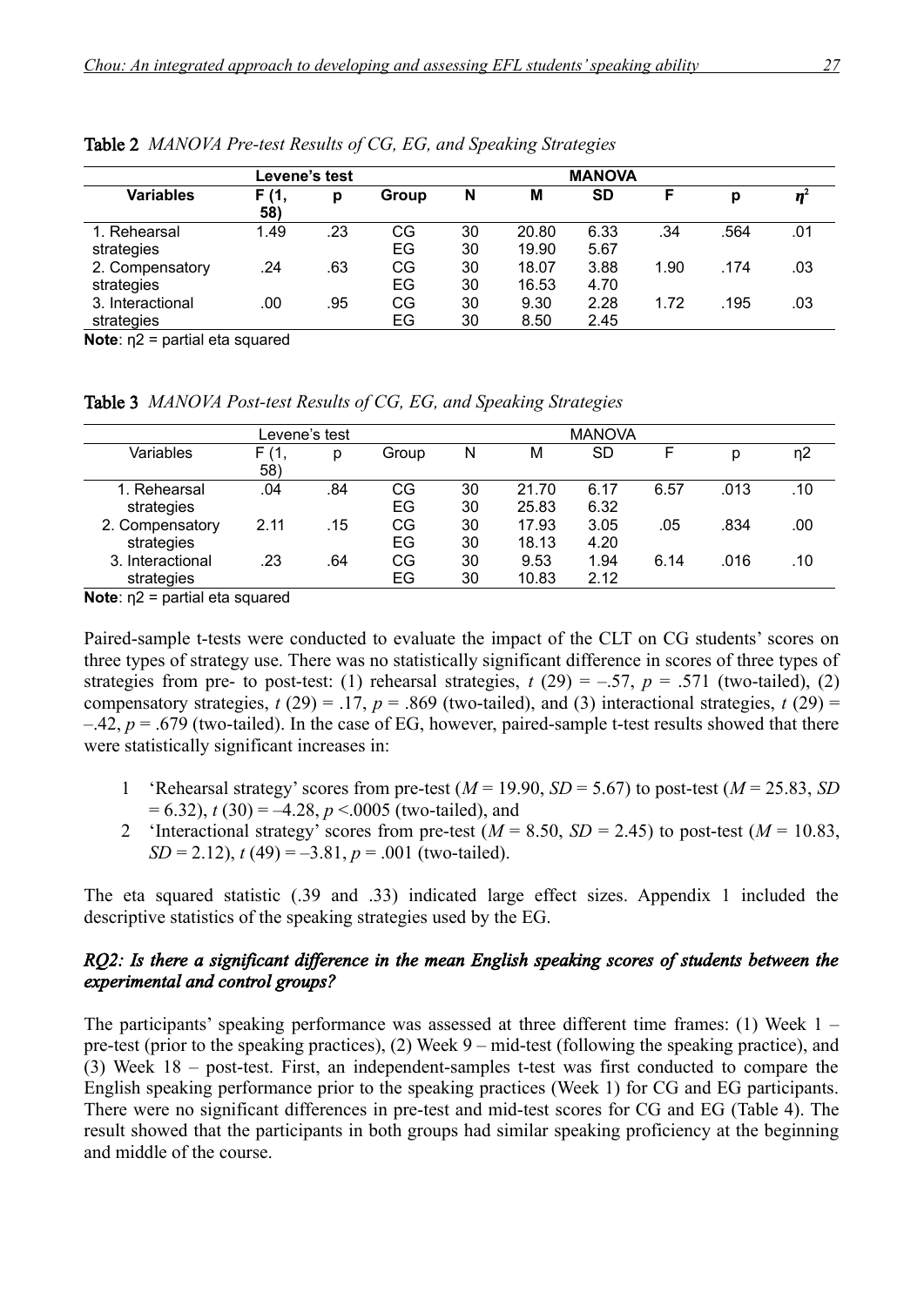**Table 2** *MANOVA Pre-test Results of CG, EG, and Speaking Strategies*

| | Levene's test | | MANOVA | | | | | | |
|---|---|---|---|---|---|---|---|---|---|
| **Variables** | **F (1, 58)** | **p** | **Group** | **N** | **M** | **SD** | **F** | **p** | $\eta^2$ |
| 1. Rehearsal strategies | 1.49 | .23 | CG | 30 | 20.80 | 6.33 | .34 | .564 | .01 |
| | | | EG | 30 | 19.90 | 5.67 | | | |
| 2. Compensatory strategies | .24 | .63 | CG | 30 | 18.07 | 3.88 | 1.90 | .174 | .03 |
| | | | EG | 30 | 16.53 | 4.70 | | | |
| 3. Interactional strategies | .00 | .95 | CG | 30 | 9.30 | 2.28 | 1.72 | .195 | .03 |
| | | | EG | 30 | 8.50 | 2.45 | | | |

**Note**: η2 = partial eta squared

**Table 3** *MANOVA Post-test Results of CG, EG, and Speaking Strategies*

| | Levene's test | | MANOVA | | | | | | |
|---|---|---|---|---|---|---|---|---|---|
| Variables | F (1, 58) | p | Group | N | M | SD | F | p | η2 |
| 1. Rehearsal strategies | .04 | .84 | CG | 30 | 21.70 | 6.17 | 6.57 | .013 | .10 |
| | | | EG | 30 | 25.83 | 6.32 | | | |
| 2. Compensatory strategies | 2.11 | .15 | CG | 30 | 17.93 | 3.05 | .05 | .834 | .00 |
| | | | EG | 30 | 18.13 | 4.20 | | | |
| 3. Interactional strategies | .23 | .64 | CG | 30 | 9.53 | 1.94 | 6.14 | .016 | .10 |
| | | | EG | 30 | 10.83 | 2.12 | | | |

**Note**: η2 = partial eta squared

Paired-sample t-tests were conducted to evaluate the impact of the CLT on CG students' scores on three types of strategy use. There was no statistically significant difference in scores of three types of strategies from pre- to post-test: (1) rehearsal strategies, $t$ (29) = –.57, $p$ = .571 (two-tailed), (2) compensatory strategies, $t$ (29) = .17, $p$ = .869 (two-tailed), and (3) interactional strategies, $t$ (29) = –.42, $p$ = .679 (two-tailed). In the case of EG, however, paired-sample t-test results showed that there were statistically significant increases in:

1. 'Rehearsal strategy' scores from pre-test ($M$ = 19.90, $SD$ = 5.67) to post-test ($M$ = 25.83, $SD$ = 6.32), $t$ (30) = –4.28, $p$ <.0005 (two-tailed), and
2. 'Interactional strategy' scores from pre-test ($M$ = 8.50, $SD$ = 2.45) to post-test ($M$ = 10.83, $SD$ = 2.12), $t$ (49) = –3.81, $p$ = .001 (two-tailed).

The eta squared statistic (.39 and .33) indicated large effect sizes. Appendix 1 included the descriptive statistics of the speaking strategies used by the EG.

### *RQ2: Is there a significant difference in the mean English speaking scores of students between the experimental and control groups?*

The participants' speaking performance was assessed at three different time frames: (1) Week 1 – pre-test (prior to the speaking practices), (2) Week 9 – mid-test (following the speaking practice), and (3) Week 18 – post-test. First, an independent-samples t-test was first conducted to compare the English speaking performance prior to the speaking practices (Week 1) for CG and EG participants. There were no significant differences in pre-test and mid-test scores for CG and EG (Table 4). The result showed that the participants in both groups had similar speaking proficiency at the beginning and middle of the course.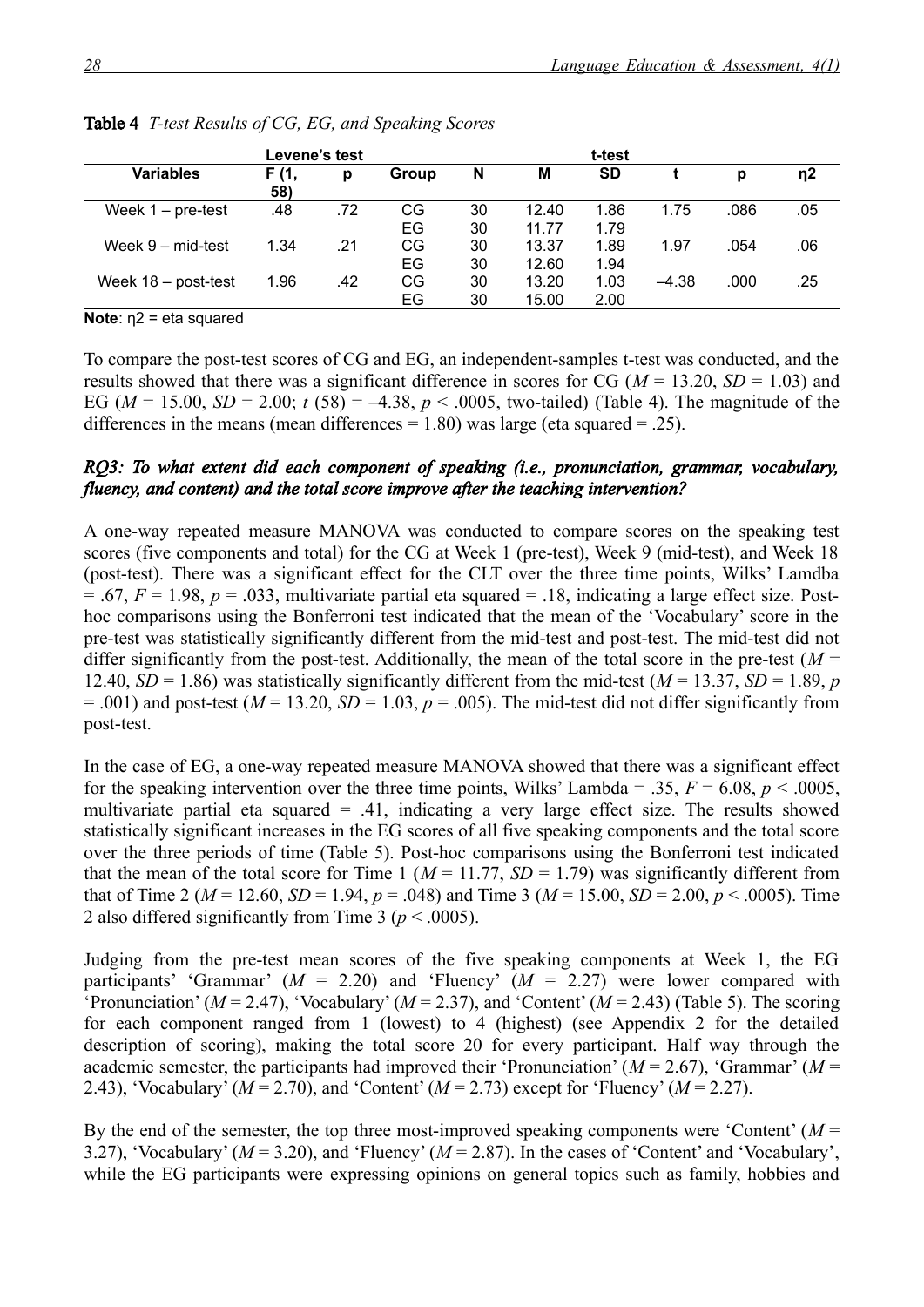**Table 4** *T-test Results of CG, EG, and Speaking Scores*

| | Levene's test | | t-test | | | | | | |
|---|---|---|---|---|---|---|---|---|---|
| **Variables** | **F (1, 58)** | **p** | **Group** | **N** | **M** | **SD** | **t** | **p** | **η2** |
| Week 1 – pre-test | .48 | .72 | CG | 30 | 12.40 | 1.86 | 1.75 | .086 | .05 |
| | | | EG | 30 | 11.77 | 1.79 | | | |
| Week 9 – mid-test | 1.34 | .21 | CG | 30 | 13.37 | 1.89 | 1.97 | .054 | .06 |
| | | | EG | 30 | 12.60 | 1.94 | | | |
| Week 18 – post-test | 1.96 | .42 | CG | 30 | 13.20 | 1.03 | –4.38 | .000 | .25 |
| | | | EG | 30 | 15.00 | 2.00 | | | |

**Note**: η2 = eta squared

To compare the post-test scores of CG and EG, an independent-samples t-test was conducted, and the results showed that there was a significant difference in scores for CG ($M$ = 13.20, $SD$ = 1.03) and EG ($M$ = 15.00, $SD$ = 2.00; $t$ (58) = –4.38, $p$ < .0005, two-tailed) (Table 4). The magnitude of the differences in the means (mean differences = 1.80) was large (eta squared = .25).

### *RQ3: To what extent did each component of speaking (i.e., pronunciation, grammar, vocabulary, fluency, and content) and the total score improve after the teaching intervention?*

A one-way repeated measure MANOVA was conducted to compare scores on the speaking test scores (five components and total) for the CG at Week 1 (pre-test), Week 9 (mid-test), and Week 18 (post-test). There was a significant effect for the CLT over the three time points, Wilks' Lamdba = .67, $F$ = 1.98, $p$ = .033, multivariate partial eta squared = .18, indicating a large effect size. Post-hoc comparisons using the Bonferroni test indicated that the mean of the 'Vocabulary' score in the pre-test was statistically significantly different from the mid-test and post-test. The mid-test did not differ significantly from the post-test. Additionally, the mean of the total score in the pre-test ($M$ = 12.40, $SD$ = 1.86) was statistically significantly different from the mid-test ($M$ = 13.37, $SD$ = 1.89, $p$ = .001) and post-test ($M$ = 13.20, $SD$ = 1.03, $p$ = .005). The mid-test did not differ significantly from post-test.

In the case of EG, a one-way repeated measure MANOVA showed that there was a significant effect for the speaking intervention over the three time points, Wilks' Lambda = .35, $F$ = 6.08, $p$ < .0005, multivariate partial eta squared = .41, indicating a very large effect size. The results showed statistically significant increases in the EG scores of all five speaking components and the total score over the three periods of time (Table 5). Post-hoc comparisons using the Bonferroni test indicated that the mean of the total score for Time 1 ($M$ = 11.77, $SD$ = 1.79) was significantly different from that of Time 2 ($M$ = 12.60, $SD$ = 1.94, $p$ = .048) and Time 3 ($M$ = 15.00, $SD$ = 2.00, $p$ < .0005). Time 2 also differed significantly from Time 3 ($p$ < .0005).

Judging from the pre-test mean scores of the five speaking components at Week 1, the EG participants' 'Grammar' ($M$ = 2.20) and 'Fluency' ($M$ = 2.27) were lower compared with 'Pronunciation' ($M$ = 2.47), 'Vocabulary' ($M$ = 2.37), and 'Content' ($M$ = 2.43) (Table 5). The scoring for each component ranged from 1 (lowest) to 4 (highest) (see Appendix 2 for the detailed description of scoring), making the total score 20 for every participant. Half way through the academic semester, the participants had improved their 'Pronunciation' ($M$ = 2.67), 'Grammar' ($M$ = 2.43), 'Vocabulary' ($M$ = 2.70), and 'Content' ($M$ = 2.73) except for 'Fluency' ($M$ = 2.27).

By the end of the semester, the top three most-improved speaking components were 'Content' ($M$ = 3.27), 'Vocabulary' ($M$ = 3.20), and 'Fluency' ($M$ = 2.87). In the cases of 'Content' and 'Vocabulary', while the EG participants were expressing opinions on general topics such as family, hobbies and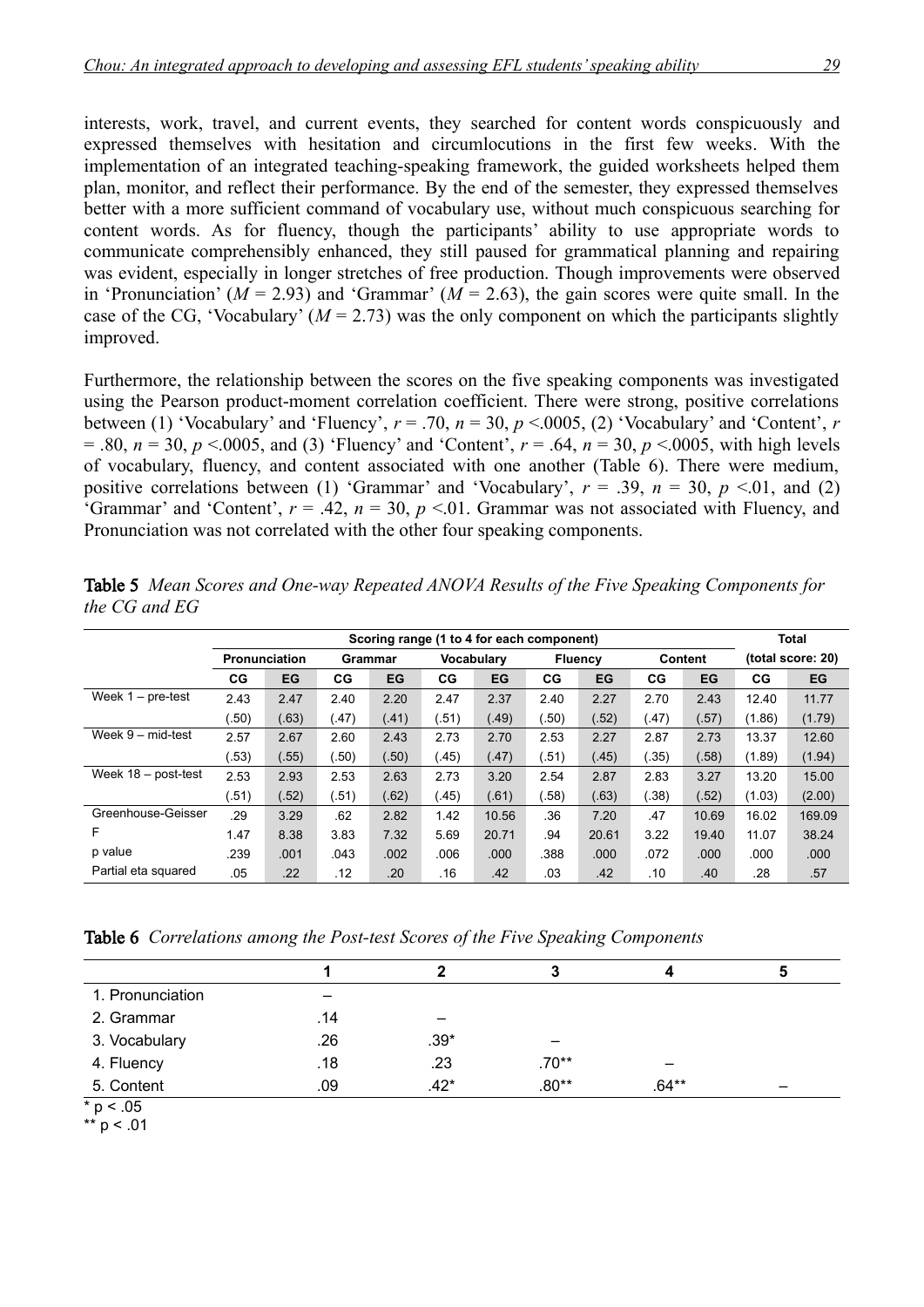interests, work, travel, and current events, they searched for content words conspicuously and expressed themselves with hesitation and circumlocutions in the first few weeks. With the implementation of an integrated teaching-speaking framework, the guided worksheets helped them plan, monitor, and reflect their performance. By the end of the semester, they expressed themselves better with a more sufficient command of vocabulary use, without much conspicuous searching for content words. As for fluency, though the participants' ability to use appropriate words to communicate comprehensibly enhanced, they still paused for grammatical planning and repairing was evident, especially in longer stretches of free production. Though improvements were observed in 'Pronunciation' ($M = 2.93$) and 'Grammar' ($M = 2.63$), the gain scores were quite small. In the case of the CG, 'Vocabulary' ($M = 2.73$) was the only component on which the participants slightly improved.

Furthermore, the relationship between the scores on the five speaking components was investigated using the Pearson product-moment correlation coefficient. There were strong, positive correlations between (1) 'Vocabulary' and 'Fluency', $r = .70$, $n = 30$, $p < .0005$, (2) 'Vocabulary' and 'Content', $r = .80$, $n = 30$, $p < .0005$, and (3) 'Fluency' and 'Content', $r = .64$, $n = 30$, $p < .0005$, with high levels of vocabulary, fluency, and content associated with one another (Table 6). There were medium, positive correlations between (1) 'Grammar' and 'Vocabulary', $r = .39$, $n = 30$, $p < .01$, and (2) 'Grammar' and 'Content', $r = .42$, $n = 30$, $p < .01$. Grammar was not associated with Fluency, and Pronunciation was not correlated with the other four speaking components.

**Table 5** *Mean Scores and One-way Repeated ANOVA Results of the Five Speaking Components for the CG and EG*

| | Scoring range (1 to 4 for each component) | | | | | | | | | | Total | |
|---|---|---|---|---|---|---|---|---|---|---|---|---|
| | Pronunciation | | Grammar | | Vocabulary | | Fluency | | Content | | (total score: 20) | |
| | CG | EG | CG | EG | CG | EG | CG | EG | CG | EG | CG | EG |
| Week 1 – pre-test | 2.43 | 2.47 | 2.40 | 2.20 | 2.47 | 2.37 | 2.40 | 2.27 | 2.70 | 2.43 | 12.40 | 11.77 |
| | (.50) | (.63) | (.47) | (.41) | (.51) | (.49) | (.50) | (.52) | (.47) | (.57) | (1.86) | (1.79) |
| Week 9 – mid-test | 2.57 | 2.67 | 2.60 | 2.43 | 2.73 | 2.70 | 2.53 | 2.27 | 2.87 | 2.73 | 13.37 | 12.60 |
| | (.53) | (.55) | (.50) | (.50) | (.45) | (.47) | (.51) | (.45) | (.35) | (.58) | (1.89) | (1.94) |
| Week 18 – post-test | 2.53 | 2.93 | 2.53 | 2.63 | 2.73 | 3.20 | 2.54 | 2.87 | 2.83 | 3.27 | 13.20 | 15.00 |
| | (.51) | (.52) | (.51) | (.62) | (.45) | (.61) | (.58) | (.63) | (.38) | (.52) | (1.03) | (2.00) |
| Greenhouse-Geisser | .29 | 3.29 | .62 | 2.82 | 1.42 | 10.56 | .36 | 7.20 | .47 | 10.69 | 16.02 | 169.09 |
| F | 1.47 | 8.38 | 3.83 | 7.32 | 5.69 | 20.71 | .94 | 20.61 | 3.22 | 19.40 | 11.07 | 38.24 |
| p value | .239 | .001 | .043 | .002 | .006 | .000 | .388 | .000 | .072 | .000 | .000 | .000 |
| Partial eta squared | .05 | .22 | .12 | .20 | .16 | .42 | .03 | .42 | .10 | .40 | .28 | .57 |

**Table 6** *Correlations among the Post-test Scores of the Five Speaking Components*

| | 1 | 2 | 3 | 4 | 5 |
|---|---|---|---|---|---|
| 1. Pronunciation | – | | | | |
| 2. Grammar | .14 | – | | | |
| 3. Vocabulary | .26 | .39* | – | | |
| 4. Fluency | .18 | .23 | .70** | – | |
| 5. Content | .09 | .42* | .80** | .64** | – |

\* p < .05

\** p < .01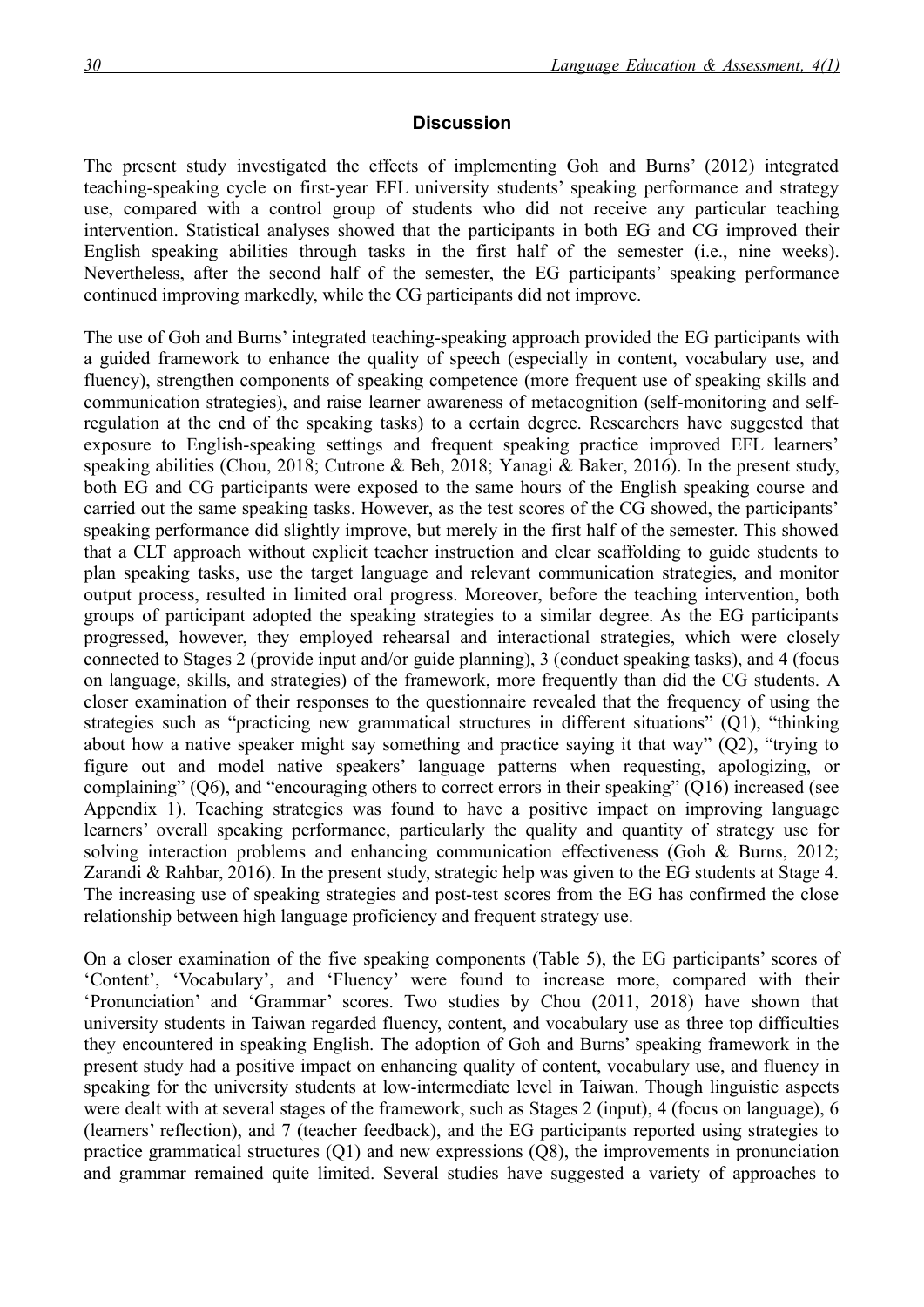## Discussion

The present study investigated the effects of implementing Goh and Burns' (2012) integrated teaching-speaking cycle on first-year EFL university students' speaking performance and strategy use, compared with a control group of students who did not receive any particular teaching intervention. Statistical analyses showed that the participants in both EG and CG improved their English speaking abilities through tasks in the first half of the semester (i.e., nine weeks). Nevertheless, after the second half of the semester, the EG participants' speaking performance continued improving markedly, while the CG participants did not improve.

The use of Goh and Burns' integrated teaching-speaking approach provided the EG participants with a guided framework to enhance the quality of speech (especially in content, vocabulary use, and fluency), strengthen components of speaking competence (more frequent use of speaking skills and communication strategies), and raise learner awareness of metacognition (self-monitoring and self-regulation at the end of the speaking tasks) to a certain degree. Researchers have suggested that exposure to English-speaking settings and frequent speaking practice improved EFL learners' speaking abilities (Chou, 2018; Cutrone & Beh, 2018; Yanagi & Baker, 2016). In the present study, both EG and CG participants were exposed to the same hours of the English speaking course and carried out the same speaking tasks. However, as the test scores of the CG showed, the participants' speaking performance did slightly improve, but merely in the first half of the semester. This showed that a CLT approach without explicit teacher instruction and clear scaffolding to guide students to plan speaking tasks, use the target language and relevant communication strategies, and monitor output process, resulted in limited oral progress. Moreover, before the teaching intervention, both groups of participant adopted the speaking strategies to a similar degree. As the EG participants progressed, however, they employed rehearsal and interactional strategies, which were closely connected to Stages 2 (provide input and/or guide planning), 3 (conduct speaking tasks), and 4 (focus on language, skills, and strategies) of the framework, more frequently than did the CG students. A closer examination of their responses to the questionnaire revealed that the frequency of using the strategies such as "practicing new grammatical structures in different situations" (Q1), "thinking about how a native speaker might say something and practice saying it that way" (Q2), "trying to figure out and model native speakers' language patterns when requesting, apologizing, or complaining" (Q6), and "encouraging others to correct errors in their speaking" (Q16) increased (see Appendix 1). Teaching strategies was found to have a positive impact on improving language learners' overall speaking performance, particularly the quality and quantity of strategy use for solving interaction problems and enhancing communication effectiveness (Goh & Burns, 2012; Zarandi & Rahbar, 2016). In the present study, strategic help was given to the EG students at Stage 4. The increasing use of speaking strategies and post-test scores from the EG has confirmed the close relationship between high language proficiency and frequent strategy use.

On a closer examination of the five speaking components (Table 5), the EG participants' scores of 'Content', 'Vocabulary', and 'Fluency' were found to increase more, compared with their 'Pronunciation' and 'Grammar' scores. Two studies by Chou (2011, 2018) have shown that university students in Taiwan regarded fluency, content, and vocabulary use as three top difficulties they encountered in speaking English. The adoption of Goh and Burns' speaking framework in the present study had a positive impact on enhancing quality of content, vocabulary use, and fluency in speaking for the university students at low-intermediate level in Taiwan. Though linguistic aspects were dealt with at several stages of the framework, such as Stages 2 (input), 4 (focus on language), 6 (learners' reflection), and 7 (teacher feedback), and the EG participants reported using strategies to practice grammatical structures (Q1) and new expressions (Q8), the improvements in pronunciation and grammar remained quite limited. Several studies have suggested a variety of approaches to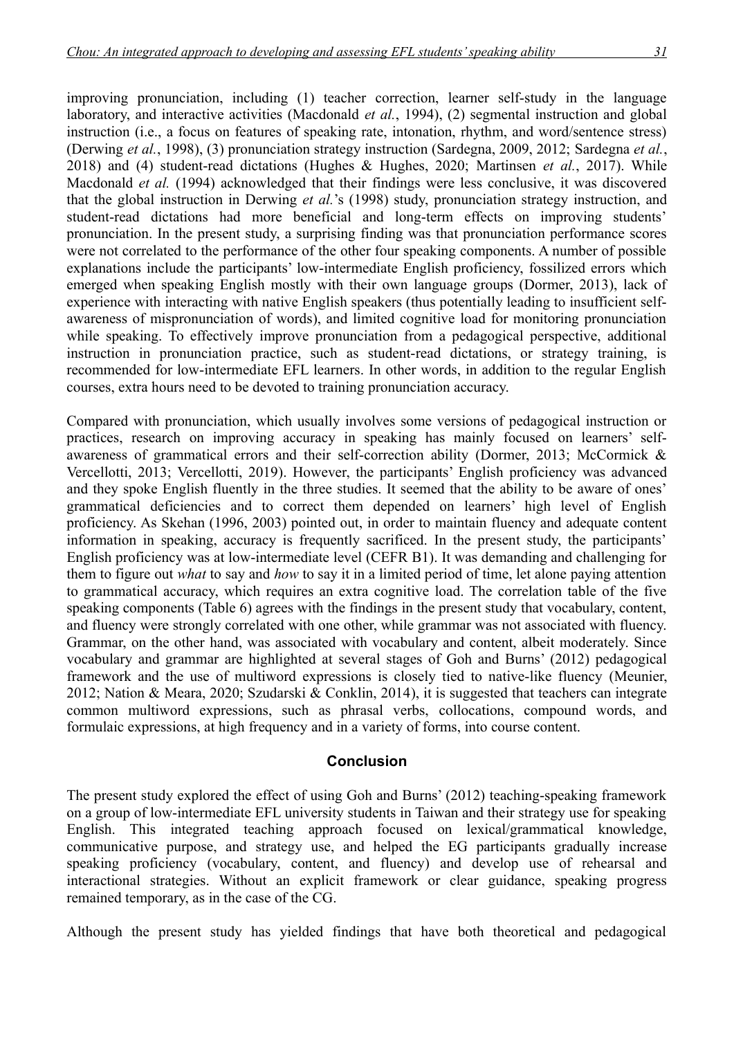improving pronunciation, including (1) teacher correction, learner self-study in the language laboratory, and interactive activities (Macdonald *et al.*, 1994), (2) segmental instruction and global instruction (i.e., a focus on features of speaking rate, intonation, rhythm, and word/sentence stress) (Derwing *et al.*, 1998), (3) pronunciation strategy instruction (Sardegna, 2009, 2012; Sardegna *et al.*, 2018) and (4) student-read dictations (Hughes & Hughes, 2020; Martinsen *et al.*, 2017). While Macdonald *et al.* (1994) acknowledged that their findings were less conclusive, it was discovered that the global instruction in Derwing *et al.*'s (1998) study, pronunciation strategy instruction, and student-read dictations had more beneficial and long-term effects on improving students' pronunciation. In the present study, a surprising finding was that pronunciation performance scores were not correlated to the performance of the other four speaking components. A number of possible explanations include the participants' low-intermediate English proficiency, fossilized errors which emerged when speaking English mostly with their own language groups (Dormer, 2013), lack of experience with interacting with native English speakers (thus potentially leading to insufficient self-awareness of mispronunciation of words), and limited cognitive load for monitoring pronunciation while speaking. To effectively improve pronunciation from a pedagogical perspective, additional instruction in pronunciation practice, such as student-read dictations, or strategy training, is recommended for low-intermediate EFL learners. In other words, in addition to the regular English courses, extra hours need to be devoted to training pronunciation accuracy.

Compared with pronunciation, which usually involves some versions of pedagogical instruction or practices, research on improving accuracy in speaking has mainly focused on learners' self-awareness of grammatical errors and their self-correction ability (Dormer, 2013; McCormick & Vercellotti, 2013; Vercellotti, 2019). However, the participants' English proficiency was advanced and they spoke English fluently in the three studies. It seemed that the ability to be aware of ones' grammatical deficiencies and to correct them depended on learners' high level of English proficiency. As Skehan (1996, 2003) pointed out, in order to maintain fluency and adequate content information in speaking, accuracy is frequently sacrificed. In the present study, the participants' English proficiency was at low-intermediate level (CEFR B1). It was demanding and challenging for them to figure out *what* to say and *how* to say it in a limited period of time, let alone paying attention to grammatical accuracy, which requires an extra cognitive load. The correlation table of the five speaking components (Table 6) agrees with the findings in the present study that vocabulary, content, and fluency were strongly correlated with one other, while grammar was not associated with fluency. Grammar, on the other hand, was associated with vocabulary and content, albeit moderately. Since vocabulary and grammar are highlighted at several stages of Goh and Burns' (2012) pedagogical framework and the use of multiword expressions is closely tied to native-like fluency (Meunier, 2012; Nation & Meara, 2020; Szudarski & Conklin, 2014), it is suggested that teachers can integrate common multiword expressions, such as phrasal verbs, collocations, compound words, and formulaic expressions, at high frequency and in a variety of forms, into course content.

## Conclusion

The present study explored the effect of using Goh and Burns' (2012) teaching-speaking framework on a group of low-intermediate EFL university students in Taiwan and their strategy use for speaking English. This integrated teaching approach focused on lexical/grammatical knowledge, communicative purpose, and strategy use, and helped the EG participants gradually increase speaking proficiency (vocabulary, content, and fluency) and develop use of rehearsal and interactional strategies. Without an explicit framework or clear guidance, speaking progress remained temporary, as in the case of the CG.

Although the present study has yielded findings that have both theoretical and pedagogical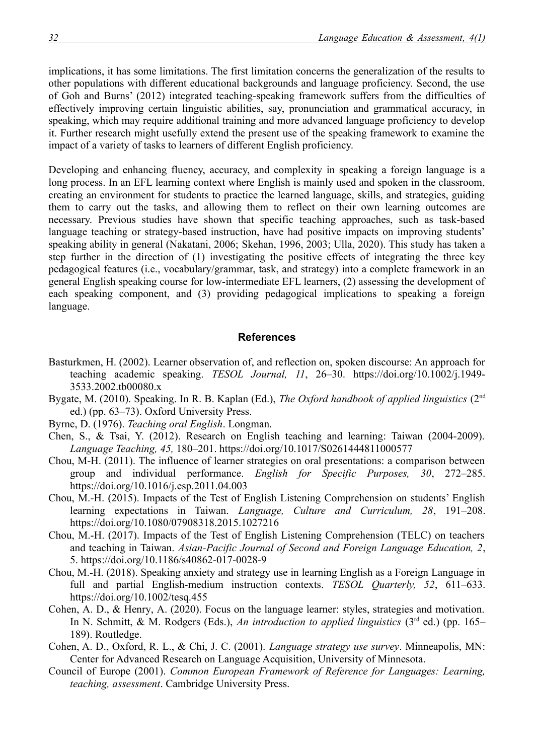implications, it has some limitations. The first limitation concerns the generalization of the results to other populations with different educational backgrounds and language proficiency. Second, the use of Goh and Burns' (2012) integrated teaching-speaking framework suffers from the difficulties of effectively improving certain linguistic abilities, say, pronunciation and grammatical accuracy, in speaking, which may require additional training and more advanced language proficiency to develop it. Further research might usefully extend the present use of the speaking framework to examine the impact of a variety of tasks to learners of different English proficiency.

Developing and enhancing fluency, accuracy, and complexity in speaking a foreign language is a long process. In an EFL learning context where English is mainly used and spoken in the classroom, creating an environment for students to practice the learned language, skills, and strategies, guiding them to carry out the tasks, and allowing them to reflect on their own learning outcomes are necessary. Previous studies have shown that specific teaching approaches, such as task-based language teaching or strategy-based instruction, have had positive impacts on improving students' speaking ability in general (Nakatani, 2006; Skehan, 1996, 2003; Ulla, 2020). This study has taken a step further in the direction of (1) investigating the positive effects of integrating the three key pedagogical features (i.e., vocabulary/grammar, task, and strategy) into a complete framework in an general English speaking course for low-intermediate EFL learners, (2) assessing the development of each speaking component, and (3) providing pedagogical implications to speaking a foreign language.

## References

Basturkmen, H. (2002). Learner observation of, and reflection on, spoken discourse: An approach for teaching academic speaking. *TESOL Journal, 11*, 26–30. https://doi.org/10.1002/j.1949-3533.2002.tb00080.x

Bygate, M. (2010). Speaking. In R. B. Kaplan (Ed.), *The Oxford handbook of applied linguistics* (2nd ed.) (pp. 63–73). Oxford University Press.

Byrne, D. (1976). *Teaching oral English*. Longman.

Chen, S., & Tsai, Y. (2012). Research on English teaching and learning: Taiwan (2004-2009). *Language Teaching, 45,* 180–201. https://doi.org/10.1017/S0261444811000577

Chou, M-H. (2011). The influence of learner strategies on oral presentations: a comparison between group and individual performance. *English for Specific Purposes, 30*, 272–285. https://doi.org/10.1016/j.esp.2011.04.003

Chou, M.-H. (2015). Impacts of the Test of English Listening Comprehension on students' English learning expectations in Taiwan. *Language, Culture and Curriculum, 28*, 191–208. https://doi.org/10.1080/07908318.2015.1027216

Chou, M.-H. (2017). Impacts of the Test of English Listening Comprehension (TELC) on teachers and teaching in Taiwan. *Asian-Pacific Journal of Second and Foreign Language Education, 2*, 5. https://doi.org/10.1186/s40862-017-0028-9

Chou, M.-H. (2018). Speaking anxiety and strategy use in learning English as a Foreign Language in full and partial English-medium instruction contexts. *TESOL Quarterly, 52*, 611–633. https://doi.org/10.1002/tesq.455

Cohen, A. D., & Henry, A. (2020). Focus on the language learner: styles, strategies and motivation. In N. Schmitt, & M. Rodgers (Eds.), *An introduction to applied linguistics* (3rd ed.) (pp. 165–189). Routledge.

Cohen, A. D., Oxford, R. L., & Chi, J. C. (2001). *Language strategy use survey*. Minneapolis, MN: Center for Advanced Research on Language Acquisition, University of Minnesota.

Council of Europe (2001). *Common European Framework of Reference for Languages: Learning, teaching, assessment*. Cambridge University Press.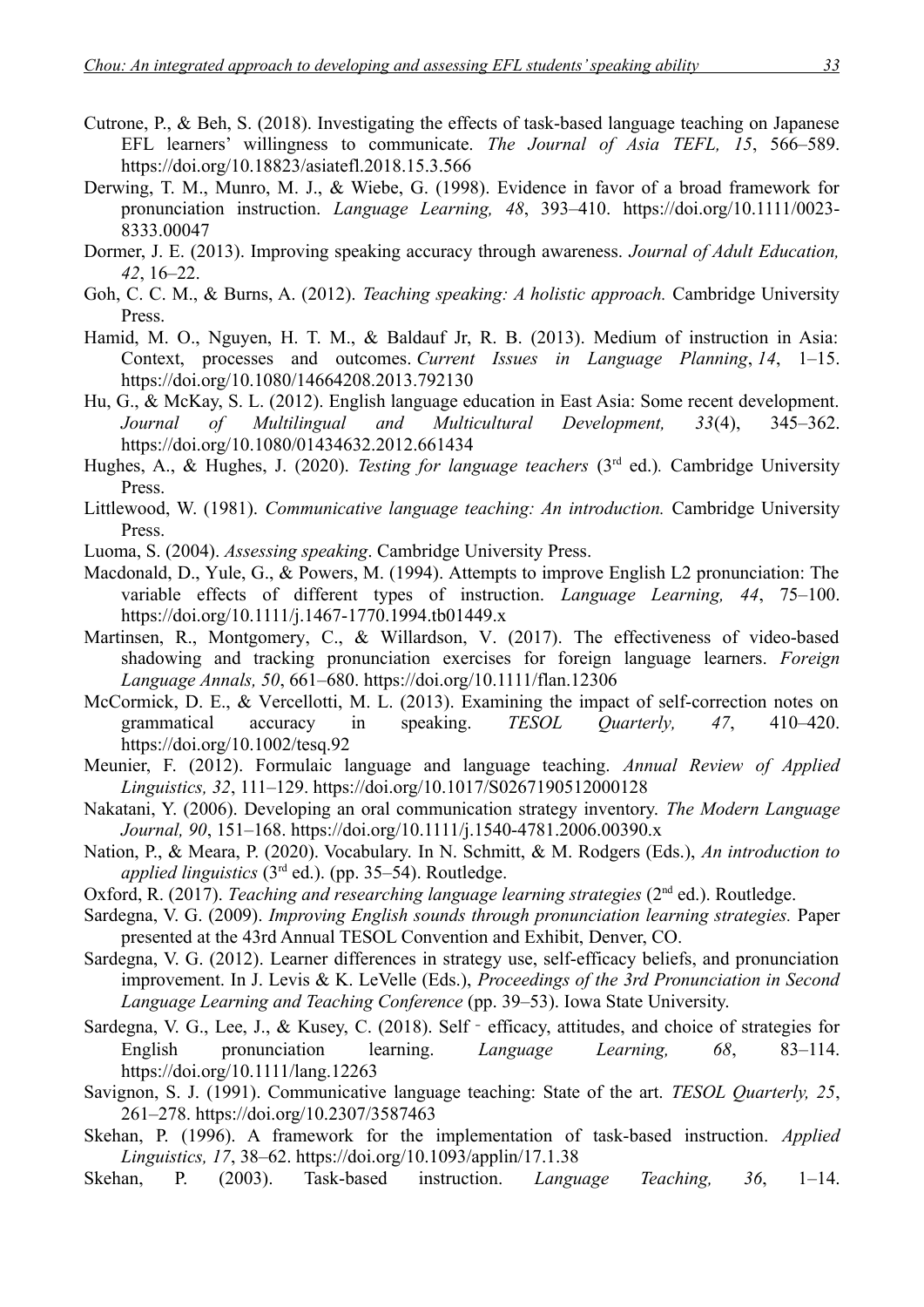Cutrone, P., & Beh, S. (2018). Investigating the effects of task-based language teaching on Japanese EFL learners' willingness to communicate. *The Journal of Asia TEFL, 15*, 566–589. https://doi.org/10.18823/asiatefl.2018.15.3.566

Derwing, T. M., Munro, M. J., & Wiebe, G. (1998). Evidence in favor of a broad framework for pronunciation instruction. *Language Learning, 48*, 393–410. https://doi.org/10.1111/0023-8333.00047

Dormer, J. E. (2013). Improving speaking accuracy through awareness. *Journal of Adult Education, 42*, 16–22.

Goh, C. C. M., & Burns, A. (2012). *Teaching speaking: A holistic approach.* Cambridge University Press.

Hamid, M. O., Nguyen, H. T. M., & Baldauf Jr, R. B. (2013). Medium of instruction in Asia: Context, processes and outcomes. *Current Issues in Language Planning*, *14*, 1–15. https://doi.org/10.1080/14664208.2013.792130

Hu, G., & McKay, S. L. (2012). English language education in East Asia: Some recent development. *Journal of Multilingual and Multicultural Development, 33*(4), 345–362. https://doi.org/10.1080/01434632.2012.661434

Hughes, A., & Hughes, J. (2020). *Testing for language teachers* (3rd ed.). Cambridge University Press.

Littlewood, W. (1981). *Communicative language teaching: An introduction.* Cambridge University Press.

Luoma, S. (2004). *Assessing speaking*. Cambridge University Press.

Macdonald, D., Yule, G., & Powers, M. (1994). Attempts to improve English L2 pronunciation: The variable effects of different types of instruction. *Language Learning, 44*, 75–100. https://doi.org/10.1111/j.1467-1770.1994.tb01449.x

Martinsen, R., Montgomery, C., & Willardson, V. (2017). The effectiveness of video-based shadowing and tracking pronunciation exercises for foreign language learners. *Foreign Language Annals, 50*, 661–680. https://doi.org/10.1111/flan.12306

McCormick, D. E., & Vercellotti, M. L. (2013). Examining the impact of self-correction notes on grammatical accuracy in speaking. *TESOL Quarterly, 47*, 410–420. https://doi.org/10.1002/tesq.92

Meunier, F. (2012). Formulaic language and language teaching. *Annual Review of Applied Linguistics, 32*, 111–129. https://doi.org/10.1017/S0267190512000128

Nakatani, Y. (2006). Developing an oral communication strategy inventory. *The Modern Language Journal, 90*, 151–168. https://doi.org/10.1111/j.1540-4781.2006.00390.x

Nation, P., & Meara, P. (2020). Vocabulary. In N. Schmitt, & M. Rodgers (Eds.), *An introduction to applied linguistics* (3rd ed.). (pp. 35–54). Routledge.

Oxford, R. (2017). *Teaching and researching language learning strategies* (2nd ed.). Routledge.

Sardegna, V. G. (2009). *Improving English sounds through pronunciation learning strategies.* Paper presented at the 43rd Annual TESOL Convention and Exhibit, Denver, CO.

Sardegna, V. G. (2012). Learner differences in strategy use, self-efficacy beliefs, and pronunciation improvement. In J. Levis & K. LeVelle (Eds.), *Proceedings of the 3rd Pronunciation in Second Language Learning and Teaching Conference* (pp. 39–53). Iowa State University.

Sardegna, V. G., Lee, J., & Kusey, C. (2018). Self‐efficacy, attitudes, and choice of strategies for English pronunciation learning. *Language Learning, 68*, 83–114. https://doi.org/10.1111/lang.12263

Savignon, S. J. (1991). Communicative language teaching: State of the art. *TESOL Quarterly, 25*, 261–278. https://doi.org/10.2307/3587463

Skehan, P. (1996). A framework for the implementation of task-based instruction. *Applied Linguistics, 17*, 38–62. https://doi.org/10.1093/applin/17.1.38

Skehan, P. (2003). Task-based instruction. *Language Teaching, 36*, 1–14.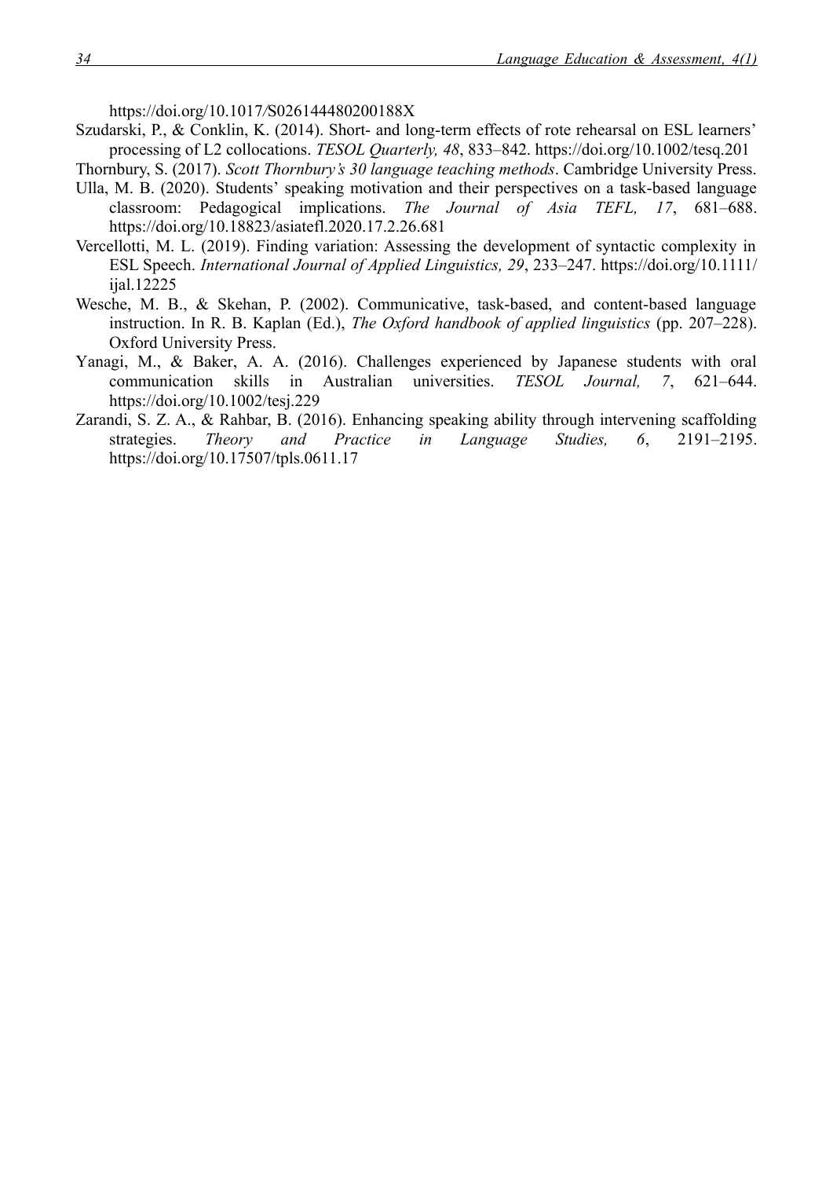https://doi.org/10.1017/S026144480200188X

Szudarski, P., & Conklin, K. (2014). Short- and long-term effects of rote rehearsal on ESL learners' processing of L2 collocations. *TESOL Quarterly, 48*, 833–842. https://doi.org/10.1002/tesq.201

Thornbury, S. (2017). *Scott Thornbury's 30 language teaching methods*. Cambridge University Press.

Ulla, M. B. (2020). Students' speaking motivation and their perspectives on a task-based language classroom: Pedagogical implications. *The Journal of Asia TEFL, 17*, 681–688. https://doi.org/10.18823/asiatefl.2020.17.2.26.681

Vercellotti, M. L. (2019). Finding variation: Assessing the development of syntactic complexity in ESL Speech. *International Journal of Applied Linguistics, 29*, 233–247. https://doi.org/10.1111/ijal.12225

Wesche, M. B., & Skehan, P. (2002). Communicative, task-based, and content-based language instruction. In R. B. Kaplan (Ed.), *The Oxford handbook of applied linguistics* (pp. 207–228). Oxford University Press.

Yanagi, M., & Baker, A. A. (2016). Challenges experienced by Japanese students with oral communication skills in Australian universities. *TESOL Journal, 7*, 621–644. https://doi.org/10.1002/tesj.229

Zarandi, S. Z. A., & Rahbar, B. (2016). Enhancing speaking ability through intervening scaffolding strategies. *Theory and Practice in Language Studies, 6*, 2191–2195. https://doi.org/10.17507/tpls.0611.17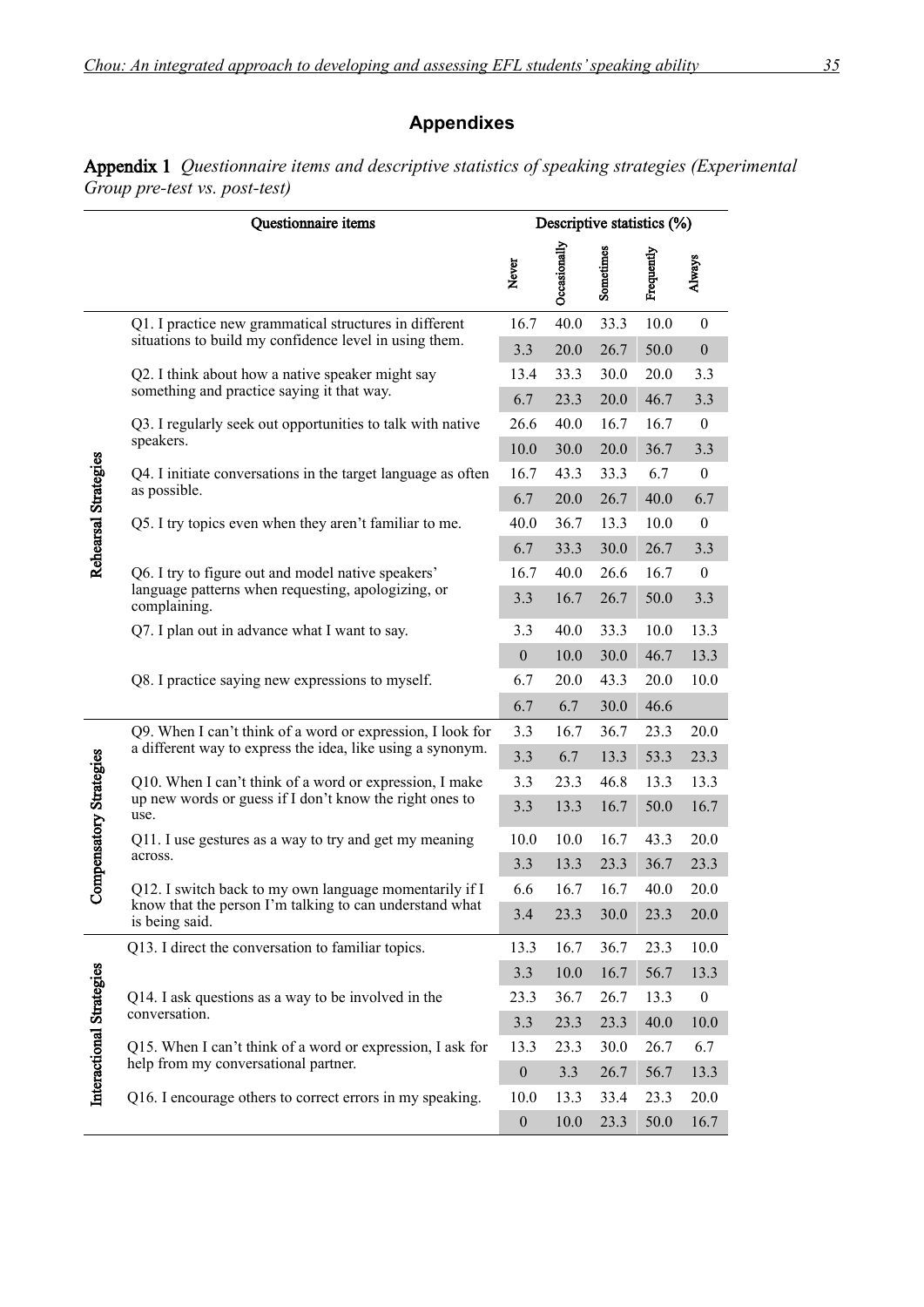# Appendixes

**Appendix 1** *Questionnaire items and descriptive statistics of speaking strategies (Experimental Group pre-test vs. post-test)*

| | Questionnaire items | Descriptive statistics (%) | | | | |
|---|---|---|---|---|---|---|
| | | Never | Occasionally | Sometimes | Frequently | Always |
| Rehearsal Strategies | Q1. I practice new grammatical structures in different situations to build my confidence level in using them. | 16.7 | 40.0 | 33.3 | 10.0 | 0 |
| | | 3.3 | 20.0 | 26.7 | 50.0 | 0 |
| | Q2. I think about how a native speaker might say something and practice saying it that way. | 13.4 | 33.3 | 30.0 | 20.0 | 3.3 |
| | | 6.7 | 23.3 | 20.0 | 46.7 | 3.3 |
| | Q3. I regularly seek out opportunities to talk with native speakers. | 26.6 | 40.0 | 16.7 | 16.7 | 0 |
| | | 10.0 | 30.0 | 20.0 | 36.7 | 3.3 |
| | Q4. I initiate conversations in the target language as often as possible. | 16.7 | 43.3 | 33.3 | 6.7 | 0 |
| | | 6.7 | 20.0 | 26.7 | 40.0 | 6.7 |
| | Q5. I try topics even when they aren't familiar to me. | 40.0 | 36.7 | 13.3 | 10.0 | 0 |
| | | 6.7 | 33.3 | 30.0 | 26.7 | 3.3 |
| | Q6. I try to figure out and model native speakers' language patterns when requesting, apologizing, or complaining. | 16.7 | 40.0 | 26.6 | 16.7 | 0 |
| | | 3.3 | 16.7 | 26.7 | 50.0 | 3.3 |
| | Q7. I plan out in advance what I want to say. | 3.3 | 40.0 | 33.3 | 10.0 | 13.3 |
| | | 0 | 10.0 | 30.0 | 46.7 | 13.3 |
| | Q8. I practice saying new expressions to myself. | 6.7 | 20.0 | 43.3 | 20.0 | 10.0 |
| | | 6.7 | 6.7 | 30.0 | 46.6 | |
| Compensatory Strategies | Q9. When I can't think of a word or expression, I look for a different way to express the idea, like using a synonym. | 3.3 | 16.7 | 36.7 | 23.3 | 20.0 |
| | | 3.3 | 6.7 | 13.3 | 53.3 | 23.3 |
| | Q10. When I can't think of a word or expression, I make up new words or guess if I don't know the right ones to use. | 3.3 | 23.3 | 46.8 | 13.3 | 13.3 |
| | | 3.3 | 13.3 | 16.7 | 50.0 | 16.7 |
| | Q11. I use gestures as a way to try and get my meaning across. | 10.0 | 10.0 | 16.7 | 43.3 | 20.0 |
| | | 3.3 | 13.3 | 23.3 | 36.7 | 23.3 |
| | Q12. I switch back to my own language momentarily if I know that the person I'm talking to can understand what is being said. | 6.6 | 16.7 | 16.7 | 40.0 | 20.0 |
| | | 3.4 | 23.3 | 30.0 | 23.3 | 20.0 |
| Interactional Strategies | Q13. I direct the conversation to familiar topics. | 13.3 | 16.7 | 36.7 | 23.3 | 10.0 |
| | | 3.3 | 10.0 | 16.7 | 56.7 | 13.3 |
| | Q14. I ask questions as a way to be involved in the conversation. | 23.3 | 36.7 | 26.7 | 13.3 | 0 |
| | | 3.3 | 23.3 | 23.3 | 40.0 | 10.0 |
| | Q15. When I can't think of a word or expression, I ask for help from my conversational partner. | 13.3 | 23.3 | 30.0 | 26.7 | 6.7 |
| | | 0 | 3.3 | 26.7 | 56.7 | 13.3 |
| | Q16. I encourage others to correct errors in my speaking. | 10.0 | 13.3 | 33.4 | 23.3 | 20.0 |
| | | 0 | 10.0 | 23.3 | 50.0 | 16.7 |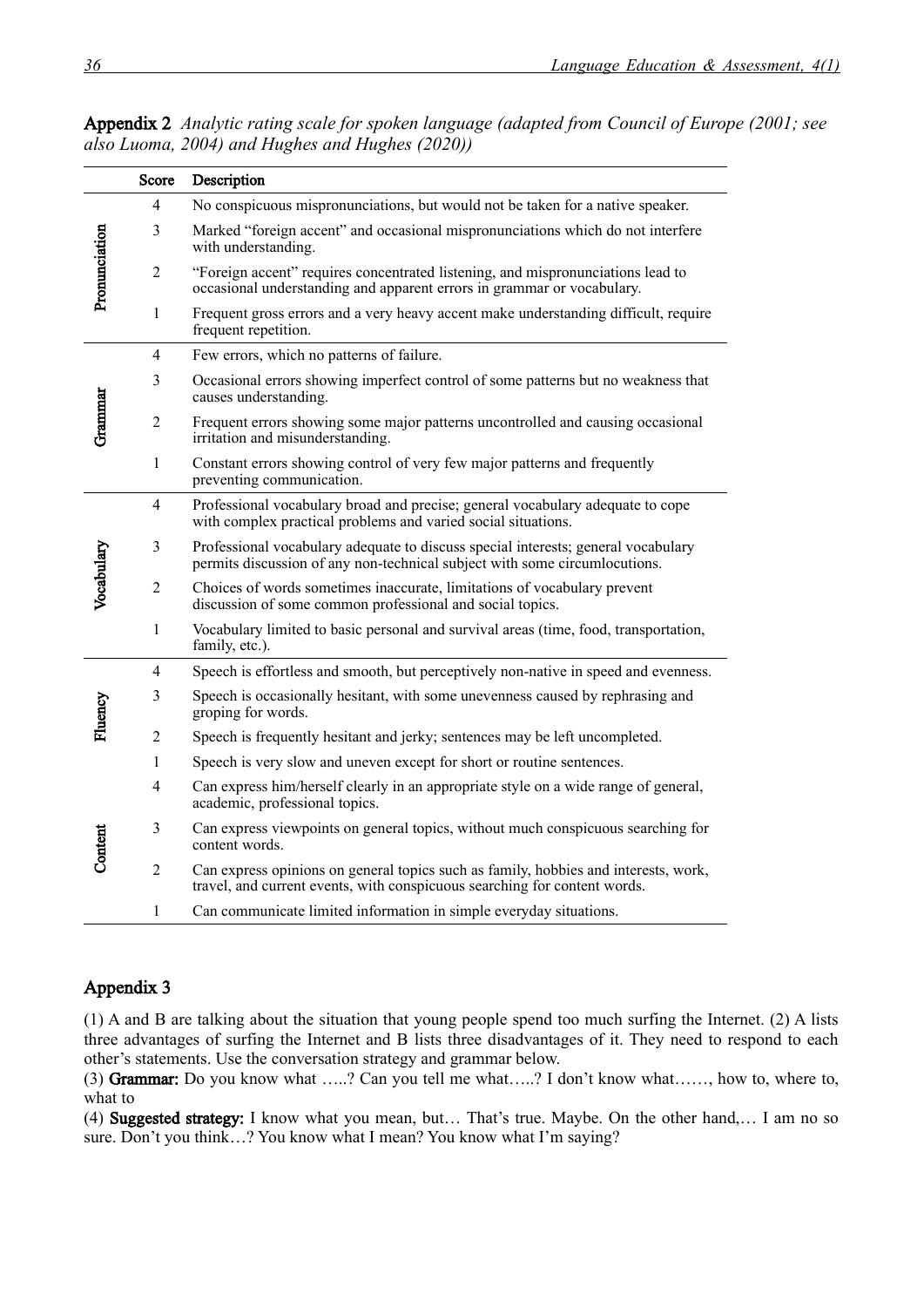**Appendix 2** *Analytic rating scale for spoken language (adapted from Council of Europe (2001; see also Luoma, 2004) and Hughes and Hughes (2020))*

| | Score | Description |
|---|---|---|
| Pronunciation | 4 | No conspicuous mispronunciations, but would not be taken for a native speaker. |
| | 3 | Marked "foreign accent" and occasional mispronunciations which do not interfere with understanding. |
| | 2 | "Foreign accent" requires concentrated listening, and mispronunciations lead to occasional understanding and apparent errors in grammar or vocabulary. |
| | 1 | Frequent gross errors and a very heavy accent make understanding difficult, require frequent repetition. |
| Grammar | 4 | Few errors, which no patterns of failure. |
| | 3 | Occasional errors showing imperfect control of some patterns but no weakness that causes understanding. |
| | 2 | Frequent errors showing some major patterns uncontrolled and causing occasional irritation and misunderstanding. |
| | 1 | Constant errors showing control of very few major patterns and frequently preventing communication. |
| Vocabulary | 4 | Professional vocabulary broad and precise; general vocabulary adequate to cope with complex practical problems and varied social situations. |
| | 3 | Professional vocabulary adequate to discuss special interests; general vocabulary permits discussion of any non-technical subject with some circumlocutions. |
| | 2 | Choices of words sometimes inaccurate, limitations of vocabulary prevent discussion of some common professional and social topics. |
| | 1 | Vocabulary limited to basic personal and survival areas (time, food, transportation, family, etc.). |
| Fluency | 4 | Speech is effortless and smooth, but perceptively non-native in speed and evenness. |
| | 3 | Speech is occasionally hesitant, with some unevenness caused by rephrasing and groping for words. |
| | 2 | Speech is frequently hesitant and jerky; sentences may be left uncompleted. |
| | 1 | Speech is very slow and uneven except for short or routine sentences. |
| Content | 4 | Can express him/herself clearly in an appropriate style on a wide range of general, academic, professional topics. |
| | 3 | Can express viewpoints on general topics, without much conspicuous searching for content words. |
| | 2 | Can express opinions on general topics such as family, hobbies and interests, work, travel, and current events, with conspicuous searching for content words. |
| | 1 | Can communicate limited information in simple everyday situations. |

## Appendix 3

(1) A and B are talking about the situation that young people spend too much surfing the Internet. (2) A lists three advantages of surfing the Internet and B lists three disadvantages of it. They need to respond to each other's statements. Use the conversation strategy and grammar below.

(3) **Grammar:** Do you know what …..? Can you tell me what…..? I don't know what……, how to, where to, what to

(4) **Suggested strategy:** I know what you mean, but… That's true. Maybe. On the other hand,… I am no so sure. Don't you think…? You know what I mean? You know what I'm saying?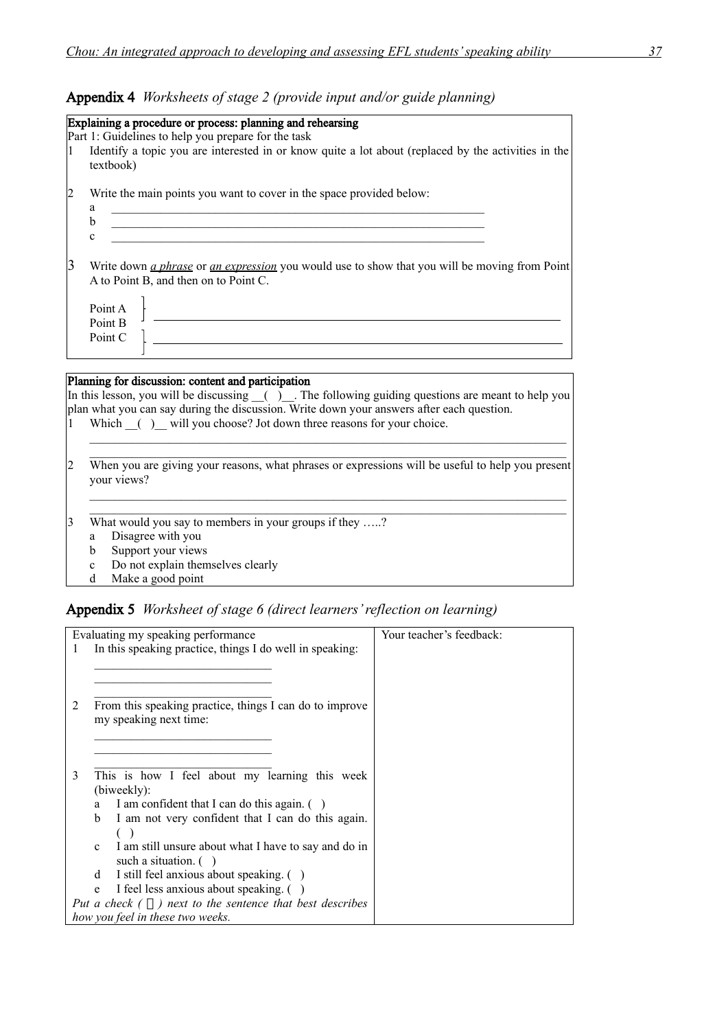## **Appendix 4** *Worksheets of stage 2 (provide input and/or guide planning)*

**Explaining a procedure or process: planning and rehearsing**

Part 1: Guidelines to help you prepare for the task

1. Identify a topic you are interested in or know quite a lot about (replaced by the activities in the textbook)

2. Write the main points you want to cover in the space provided below:
   a ____________________________________________
   b ____________________________________________
   c ____________________________________________

3. Write down *a phrase* or *an expression* you would use to show that you will be moving from Point A to Point B, and then on to Point C.

   Point A
   Point B } ____________________________________________
   Point C } ____________________________________________

**Planning for discussion: content and participation**

In this lesson, you will be discussing \_\_( )\_\_. The following guiding questions are meant to help you plan what you can say during the discussion. Write down your answers after each question.

1. Which \_\_( )\_\_ will you choose? Jot down three reasons for your choice.
   ____________________________________________
   ____________________________________________

2. When you are giving your reasons, what phrases or expressions will be useful to help you present your views?
   ____________________________________________
   ____________________________________________

3. What would you say to members in your groups if they …..?
   a Disagree with you
   b Support your views
   c Do not explain themselves clearly
   d Make a good point

## **Appendix 5** *Worksheet of stage 6 (direct learners' reflection on learning)*

| Evaluating my speaking performance | Your teacher's feedback: |
| --- | --- |
| 1 In this speaking practice, things I do well in speaking: ______________ ______________ ______________ | |
| 2 From this speaking practice, things I can do to improve my speaking next time: ______________ ______________ ______________ | |
| 3 This is how I feel about my learning this week (biweekly): a I am confident that I can do this again. ( ) b I am not very confident that I can do this again. ( ) c I am still unsure about what I have to say and do in such a situation. ( ) d I still feel anxious about speaking. ( ) e I feel less anxious about speaking. ( ) | |
| *Put a check ( ✓ ) next to the sentence that best describes how you feel in these two weeks.* | |